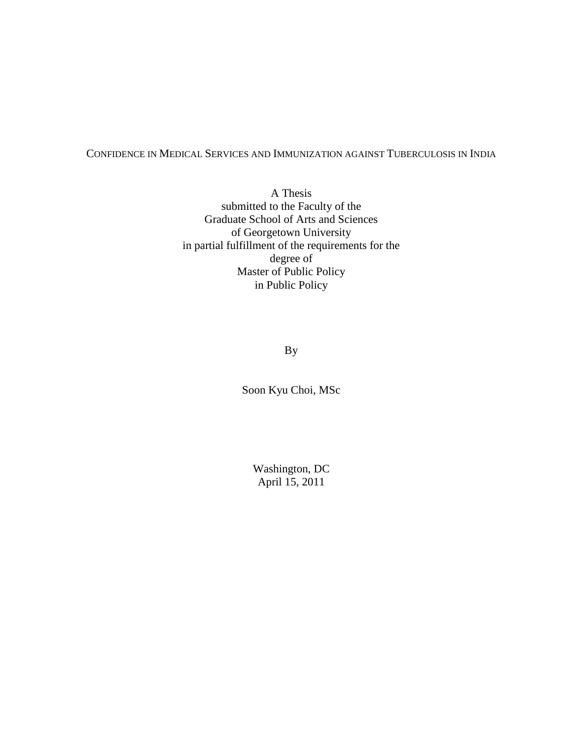# CONFIDENCE IN MEDICAL SERVICES AND IMMUNIZATION AGAINST TUBERCULOSIS IN INDIA

A Thesis
submitted to the Faculty of the
Graduate School of Arts and Sciences
of Georgetown University
in partial fulfillment of the requirements for the
degree of
Master of Public Policy
in Public Policy

By

Soon Kyu Choi, MSc

Washington, DC
April 15, 2011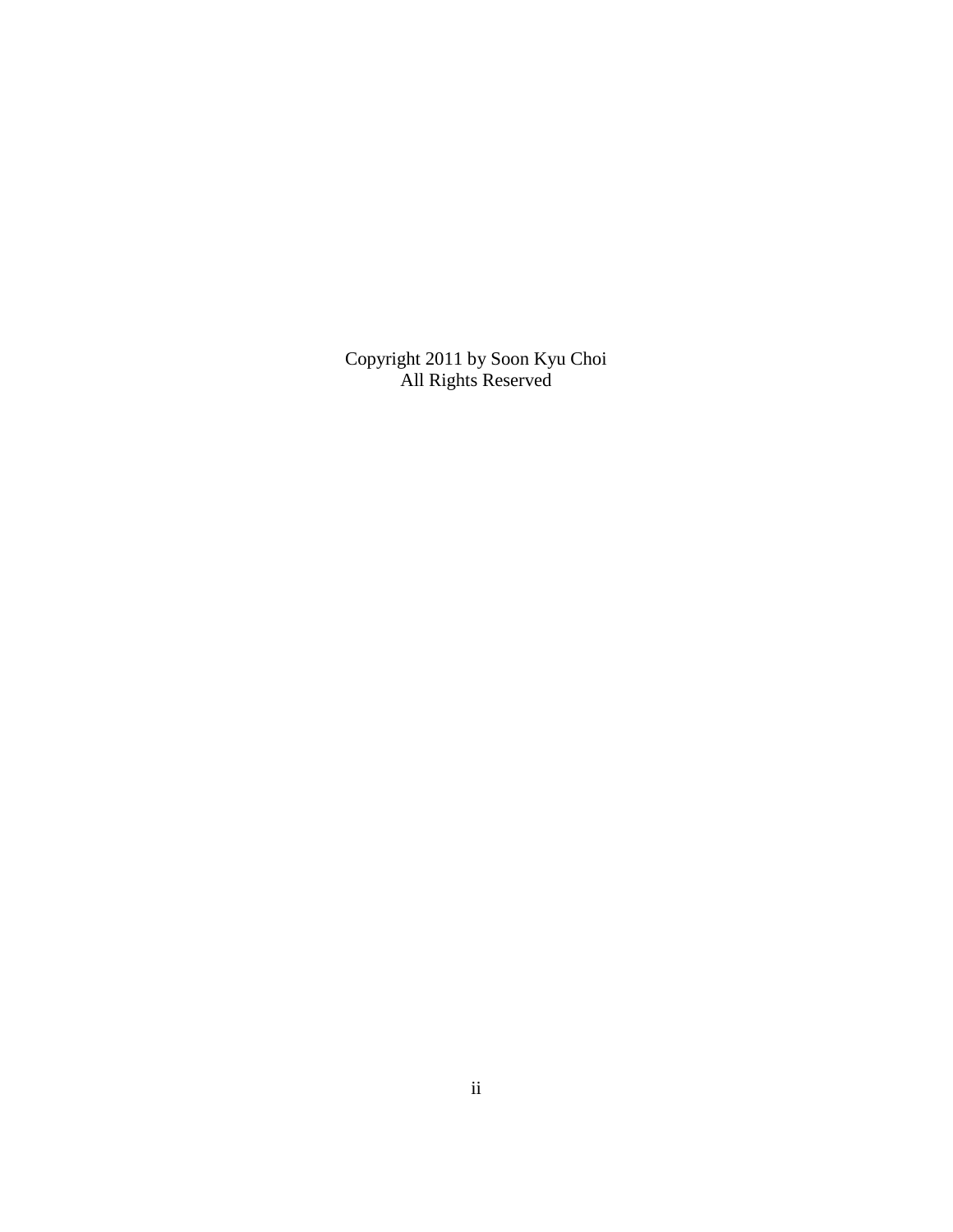Copyright 2011 by Soon Kyu Choi
All Rights Reserved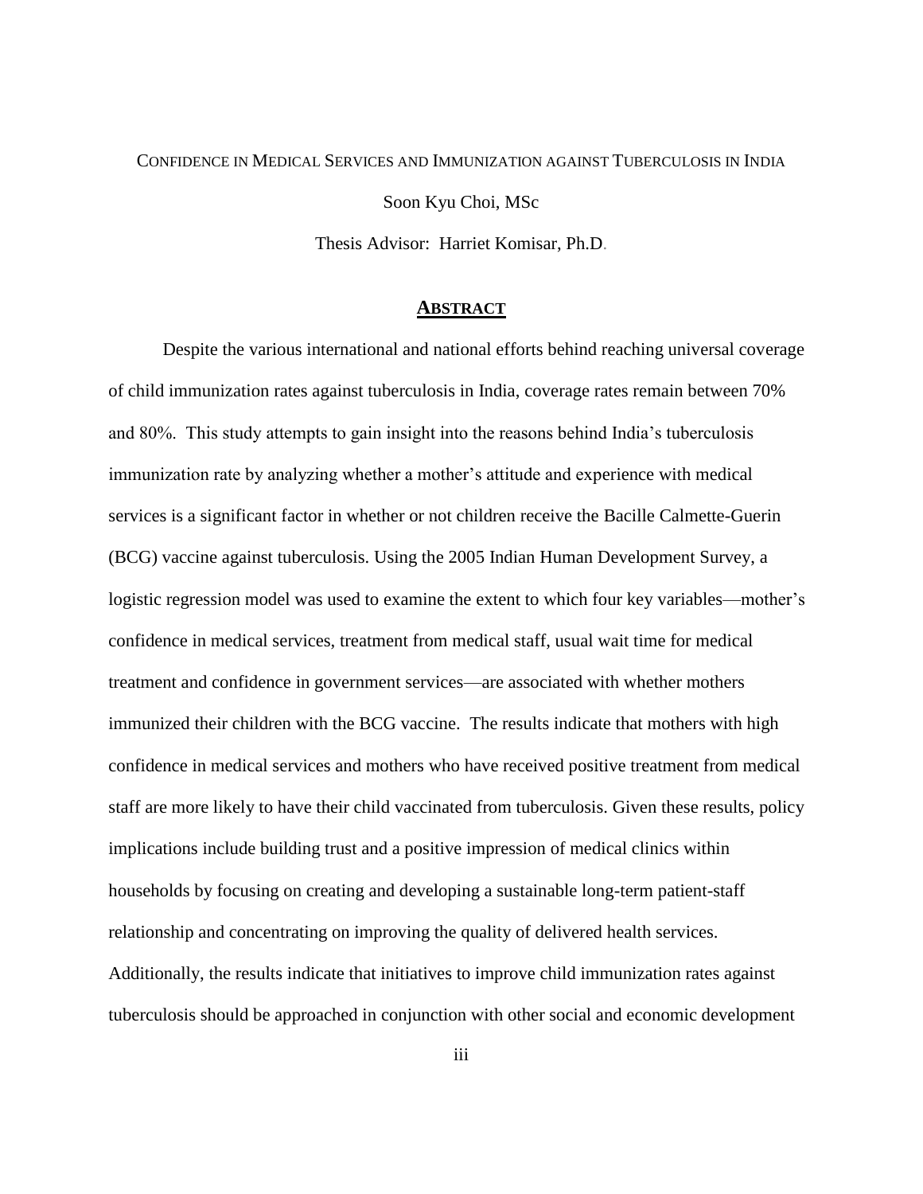CONFIDENCE IN MEDICAL SERVICES AND IMMUNIZATION AGAINST TUBERCULOSIS IN INDIA

Soon Kyu Choi, MSc

Thesis Advisor: Harriet Komisar, Ph.D.

## ABSTRACT

Despite the various international and national efforts behind reaching universal coverage of child immunization rates against tuberculosis in India, coverage rates remain between 70% and 80%. This study attempts to gain insight into the reasons behind India's tuberculosis immunization rate by analyzing whether a mother's attitude and experience with medical services is a significant factor in whether or not children receive the Bacille Calmette-Guerin (BCG) vaccine against tuberculosis. Using the 2005 Indian Human Development Survey, a logistic regression model was used to examine the extent to which four key variables—mother's confidence in medical services, treatment from medical staff, usual wait time for medical treatment and confidence in government services—are associated with whether mothers immunized their children with the BCG vaccine. The results indicate that mothers with high confidence in medical services and mothers who have received positive treatment from medical staff are more likely to have their child vaccinated from tuberculosis. Given these results, policy implications include building trust and a positive impression of medical clinics within households by focusing on creating and developing a sustainable long-term patient-staff relationship and concentrating on improving the quality of delivered health services. Additionally, the results indicate that initiatives to improve child immunization rates against tuberculosis should be approached in conjunction with other social and economic development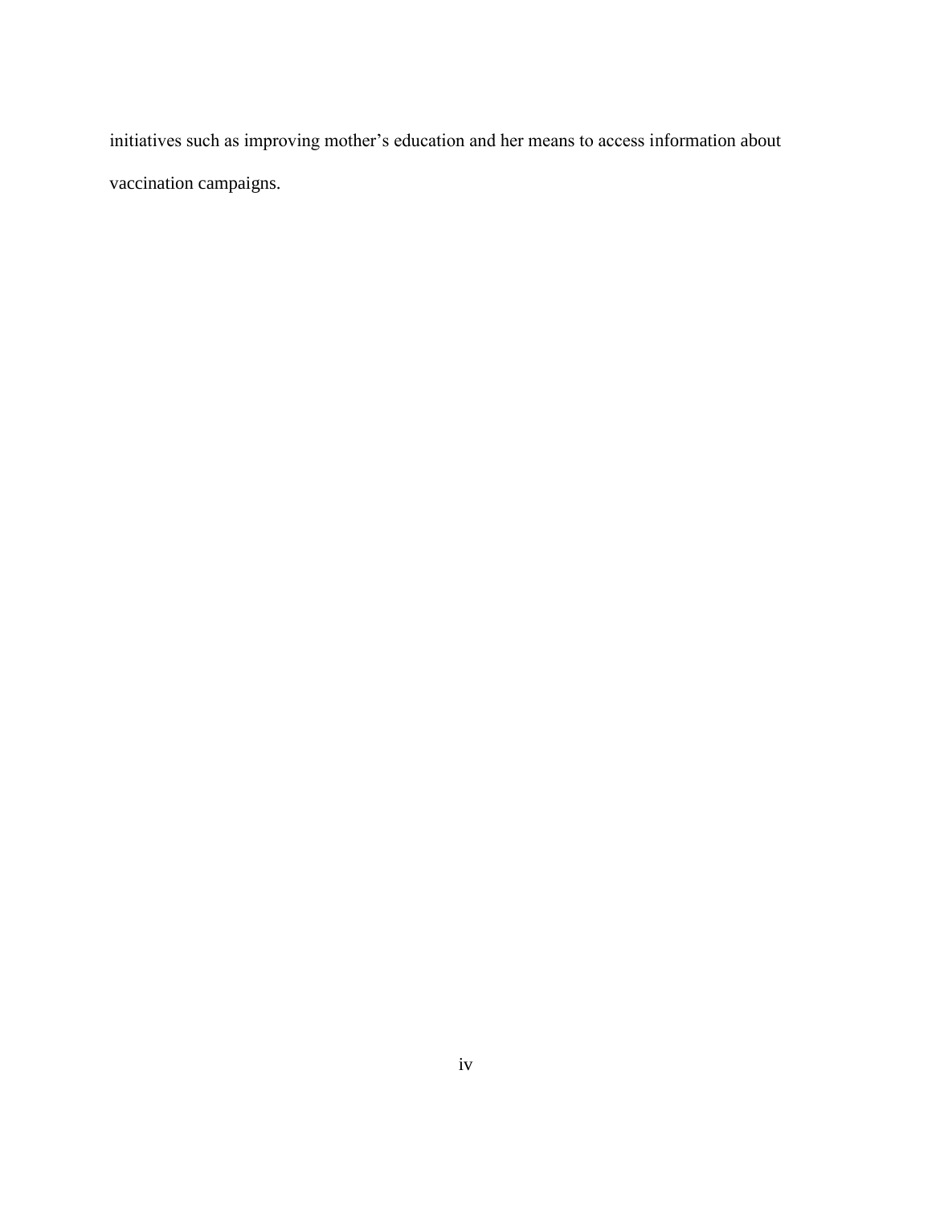initiatives such as improving mother's education and her means to access information about vaccination campaigns.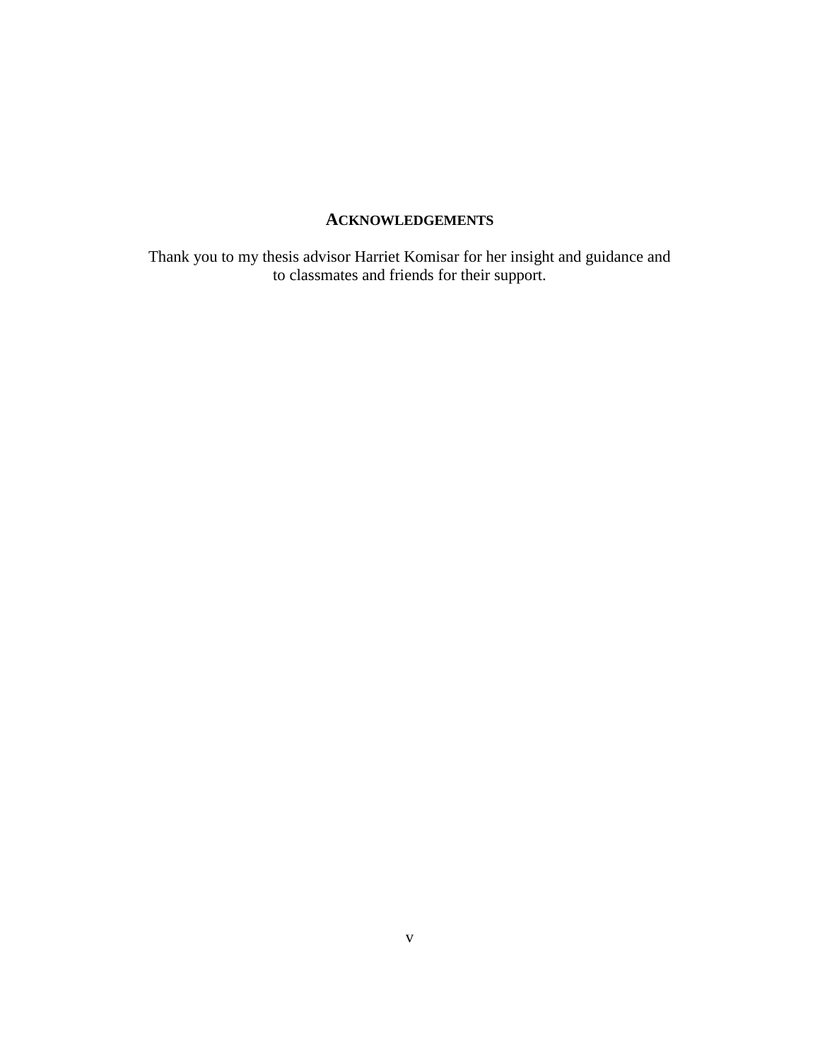## ACKNOWLEDGEMENTS

Thank you to my thesis advisor Harriet Komisar for her insight and guidance and to classmates and friends for their support.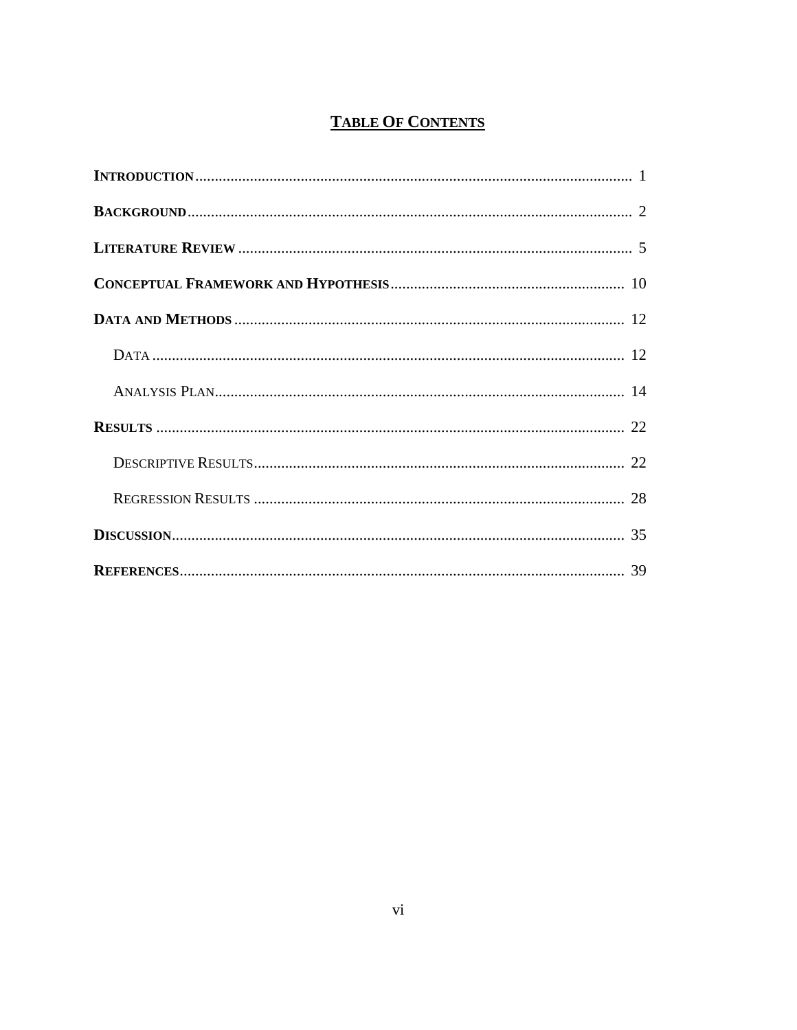# TABLE OF CONTENTS

**INTRODUCTION** ..... 1

**BACKGROUND** ..... 2

**LITERATURE REVIEW** ..... 5

**CONCEPTUAL FRAMEWORK AND HYPOTHESIS** ..... 10

**DATA AND METHODS** ..... 12

- DATA ..... 12
- ANALYSIS PLAN ..... 14

**RESULTS** ..... 22

- DESCRIPTIVE RESULTS ..... 22
- REGRESSION RESULTS ..... 28

**DISCUSSION** ..... 35

**REFERENCES** ..... 39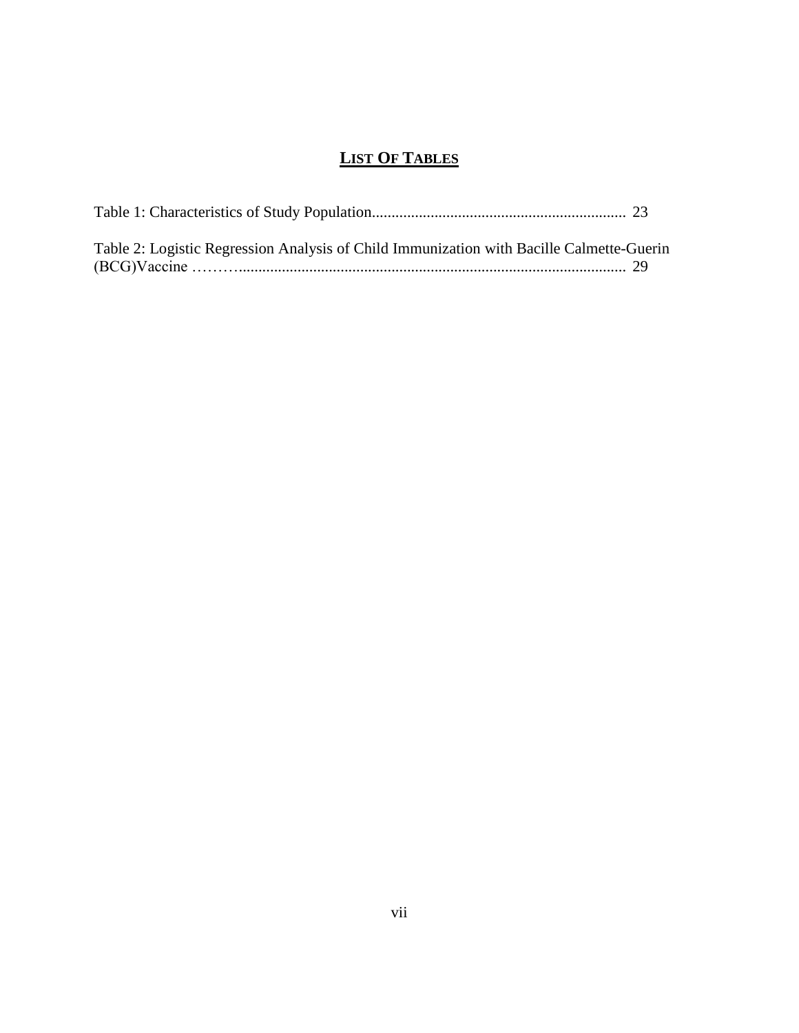# LIST OF TABLES

Table 1: Characteristics of Study Population................................................................ 23

Table 2: Logistic Regression Analysis of Child Immunization with Bacille Calmette-Guerin (BCG)Vaccine ……….................................................................................................. 29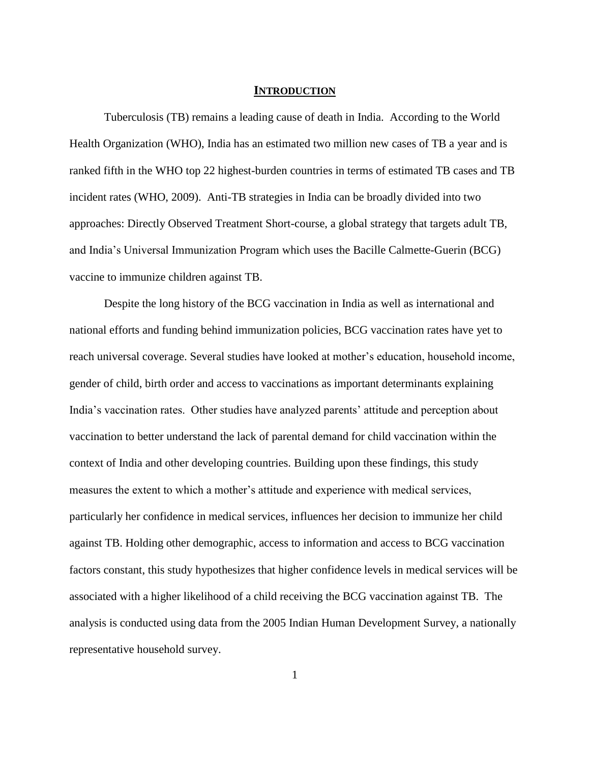# INTRODUCTION

Tuberculosis (TB) remains a leading cause of death in India. According to the World Health Organization (WHO), India has an estimated two million new cases of TB a year and is ranked fifth in the WHO top 22 highest-burden countries in terms of estimated TB cases and TB incident rates (WHO, 2009). Anti-TB strategies in India can be broadly divided into two approaches: Directly Observed Treatment Short-course, a global strategy that targets adult TB, and India's Universal Immunization Program which uses the Bacille Calmette-Guerin (BCG) vaccine to immunize children against TB.

Despite the long history of the BCG vaccination in India as well as international and national efforts and funding behind immunization policies, BCG vaccination rates have yet to reach universal coverage. Several studies have looked at mother's education, household income, gender of child, birth order and access to vaccinations as important determinants explaining India's vaccination rates. Other studies have analyzed parents' attitude and perception about vaccination to better understand the lack of parental demand for child vaccination within the context of India and other developing countries. Building upon these findings, this study measures the extent to which a mother's attitude and experience with medical services, particularly her confidence in medical services, influences her decision to immunize her child against TB. Holding other demographic, access to information and access to BCG vaccination factors constant, this study hypothesizes that higher confidence levels in medical services will be associated with a higher likelihood of a child receiving the BCG vaccination against TB. The analysis is conducted using data from the 2005 Indian Human Development Survey, a nationally representative household survey.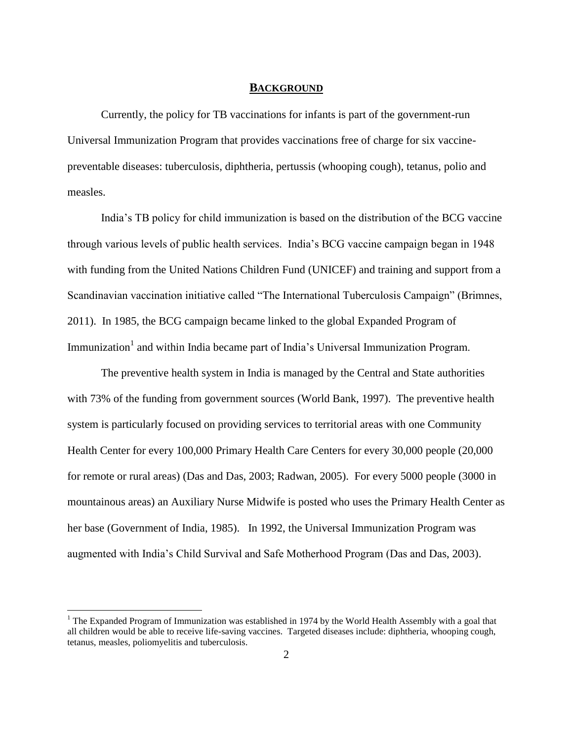## BACKGROUND

Currently, the policy for TB vaccinations for infants is part of the government-run Universal Immunization Program that provides vaccinations free of charge for six vaccine-preventable diseases: tuberculosis, diphtheria, pertussis (whooping cough), tetanus, polio and measles.

India's TB policy for child immunization is based on the distribution of the BCG vaccine through various levels of public health services. India's BCG vaccine campaign began in 1948 with funding from the United Nations Children Fund (UNICEF) and training and support from a Scandinavian vaccination initiative called "The International Tuberculosis Campaign" (Brimnes, 2011). In 1985, the BCG campaign became linked to the global Expanded Program of Immunization[1] and within India became part of India's Universal Immunization Program.

The preventive health system in India is managed by the Central and State authorities with 73% of the funding from government sources (World Bank, 1997). The preventive health system is particularly focused on providing services to territorial areas with one Community Health Center for every 100,000 Primary Health Care Centers for every 30,000 people (20,000 for remote or rural areas) (Das and Das, 2003; Radwan, 2005). For every 5000 people (3000 in mountainous areas) an Auxiliary Nurse Midwife is posted who uses the Primary Health Center as her base (Government of India, 1985). In 1992, the Universal Immunization Program was augmented with India's Child Survival and Safe Motherhood Program (Das and Das, 2003).

[1] The Expanded Program of Immunization was established in 1974 by the World Health Assembly with a goal that all children would be able to receive life-saving vaccines. Targeted diseases include: diphtheria, whooping cough, tetanus, measles, poliomyelitis and tuberculosis.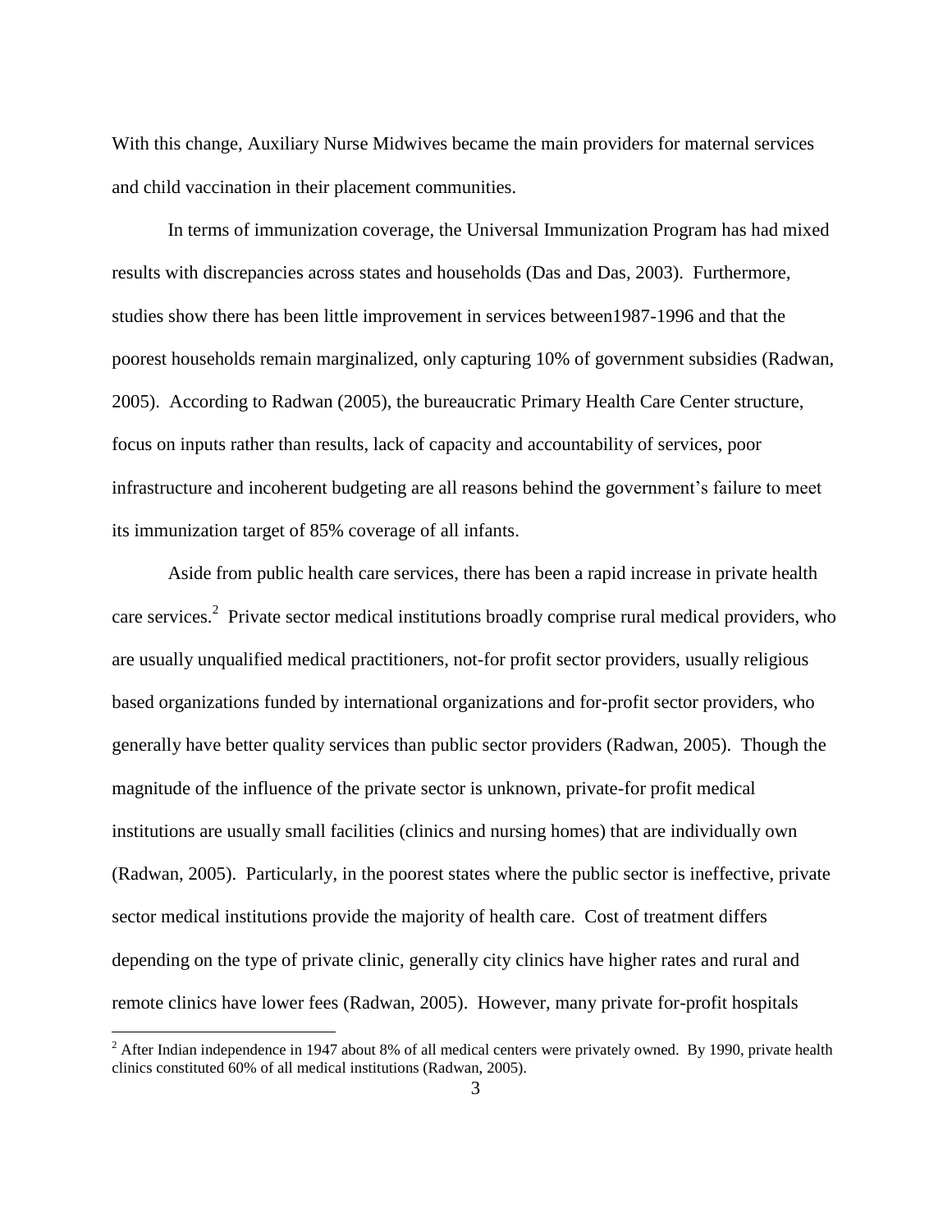With this change, Auxiliary Nurse Midwives became the main providers for maternal services and child vaccination in their placement communities.

In terms of immunization coverage, the Universal Immunization Program has had mixed results with discrepancies across states and households (Das and Das, 2003). Furthermore, studies show there has been little improvement in services between1987-1996 and that the poorest households remain marginalized, only capturing 10% of government subsidies (Radwan, 2005). According to Radwan (2005), the bureaucratic Primary Health Care Center structure, focus on inputs rather than results, lack of capacity and accountability of services, poor infrastructure and incoherent budgeting are all reasons behind the government's failure to meet its immunization target of 85% coverage of all infants.

Aside from public health care services, there has been a rapid increase in private health care services.[2] Private sector medical institutions broadly comprise rural medical providers, who are usually unqualified medical practitioners, not-for profit sector providers, usually religious based organizations funded by international organizations and for-profit sector providers, who generally have better quality services than public sector providers (Radwan, 2005). Though the magnitude of the influence of the private sector is unknown, private-for profit medical institutions are usually small facilities (clinics and nursing homes) that are individually own (Radwan, 2005). Particularly, in the poorest states where the public sector is ineffective, private sector medical institutions provide the majority of health care. Cost of treatment differs depending on the type of private clinic, generally city clinics have higher rates and rural and remote clinics have lower fees (Radwan, 2005). However, many private for-profit hospitals

[2] After Indian independence in 1947 about 8% of all medical centers were privately owned. By 1990, private health clinics constituted 60% of all medical institutions (Radwan, 2005).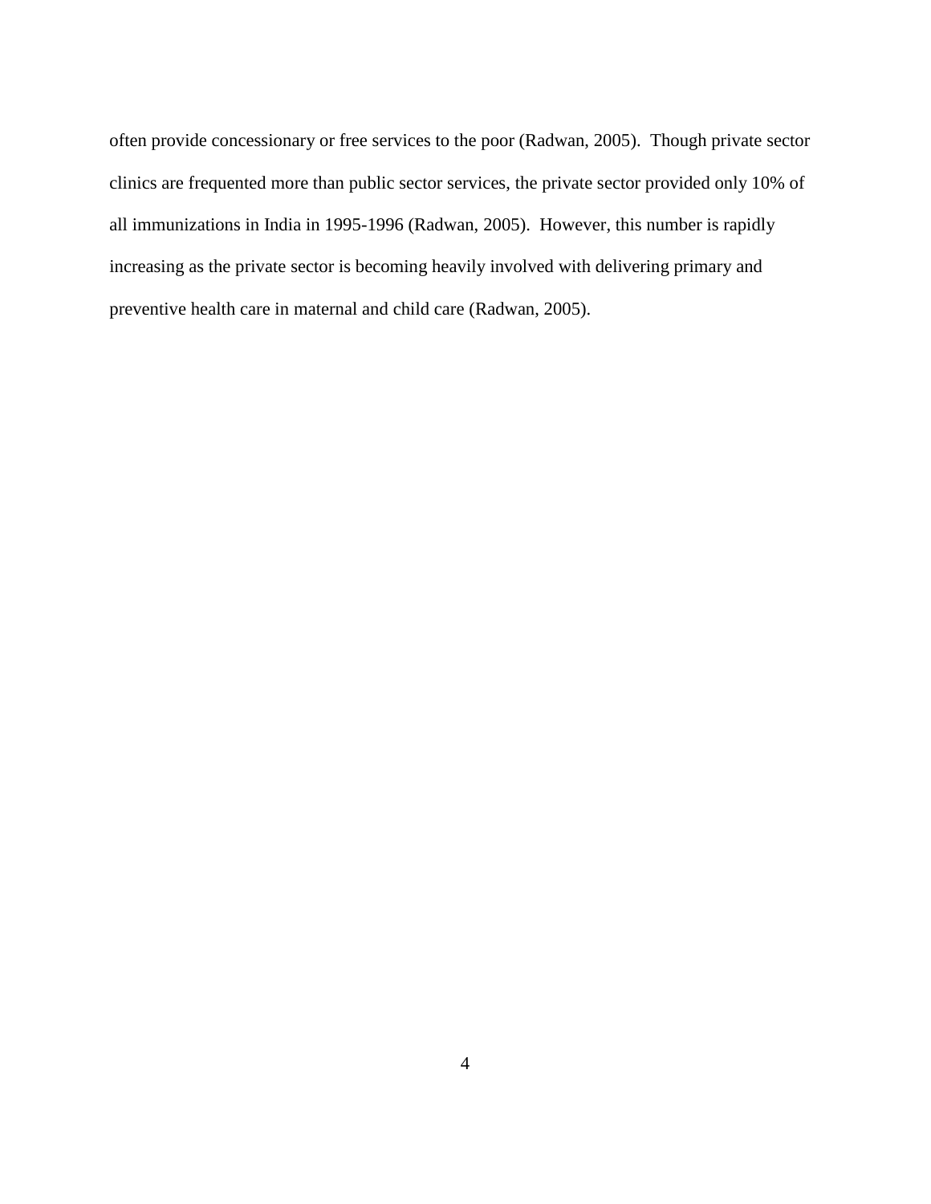often provide concessionary or free services to the poor (Radwan, 2005). Though private sector clinics are frequented more than public sector services, the private sector provided only 10% of all immunizations in India in 1995-1996 (Radwan, 2005). However, this number is rapidly increasing as the private sector is becoming heavily involved with delivering primary and preventive health care in maternal and child care (Radwan, 2005).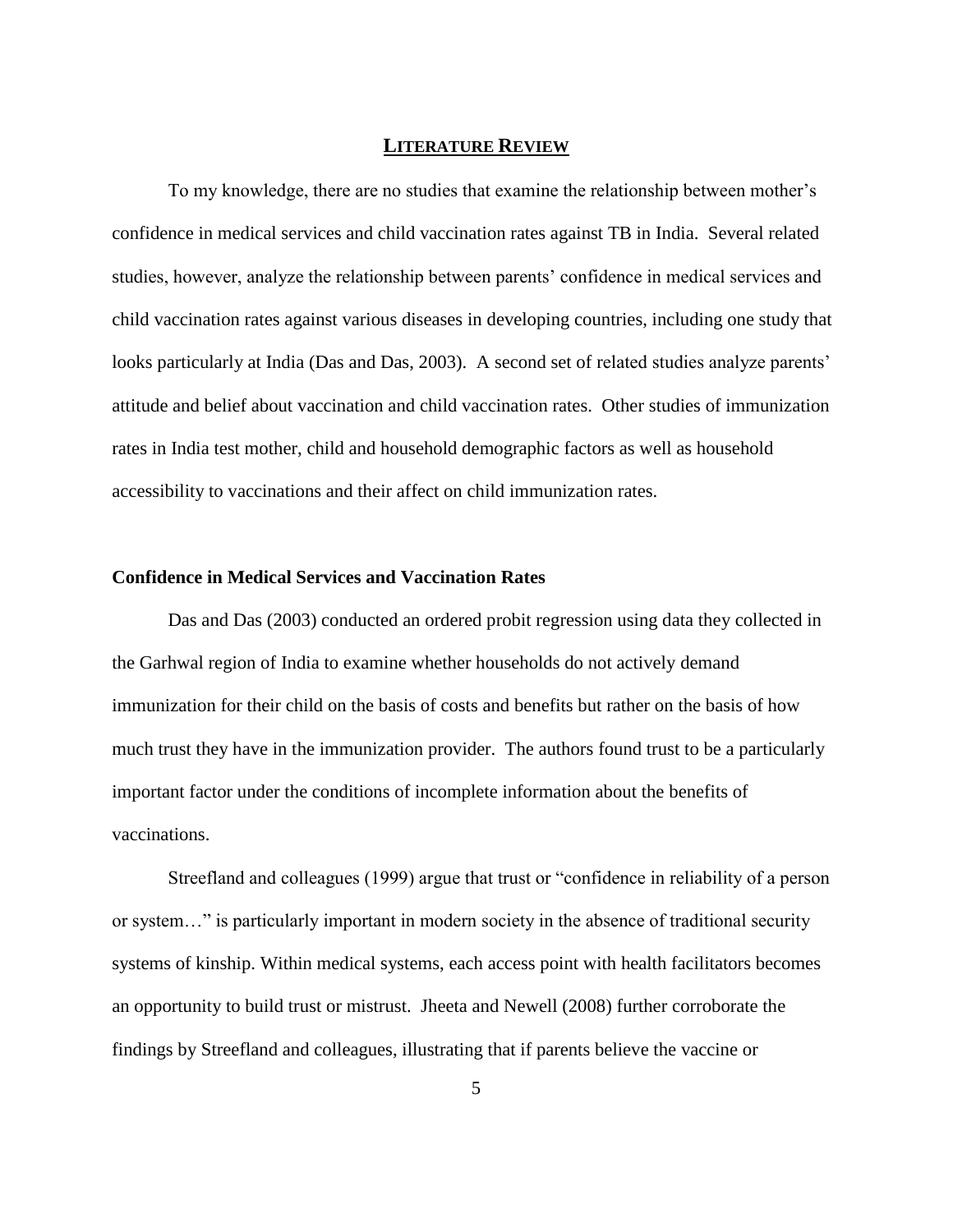# LITERATURE REVIEW

To my knowledge, there are no studies that examine the relationship between mother's confidence in medical services and child vaccination rates against TB in India. Several related studies, however, analyze the relationship between parents' confidence in medical services and child vaccination rates against various diseases in developing countries, including one study that looks particularly at India (Das and Das, 2003). A second set of related studies analyze parents' attitude and belief about vaccination and child vaccination rates. Other studies of immunization rates in India test mother, child and household demographic factors as well as household accessibility to vaccinations and their affect on child immunization rates.

## Confidence in Medical Services and Vaccination Rates

Das and Das (2003) conducted an ordered probit regression using data they collected in the Garhwal region of India to examine whether households do not actively demand immunization for their child on the basis of costs and benefits but rather on the basis of how much trust they have in the immunization provider. The authors found trust to be a particularly important factor under the conditions of incomplete information about the benefits of vaccinations.

Streefland and colleagues (1999) argue that trust or "confidence in reliability of a person or system…" is particularly important in modern society in the absence of traditional security systems of kinship. Within medical systems, each access point with health facilitators becomes an opportunity to build trust or mistrust. Jheeta and Newell (2008) further corroborate the findings by Streefland and colleagues, illustrating that if parents believe the vaccine or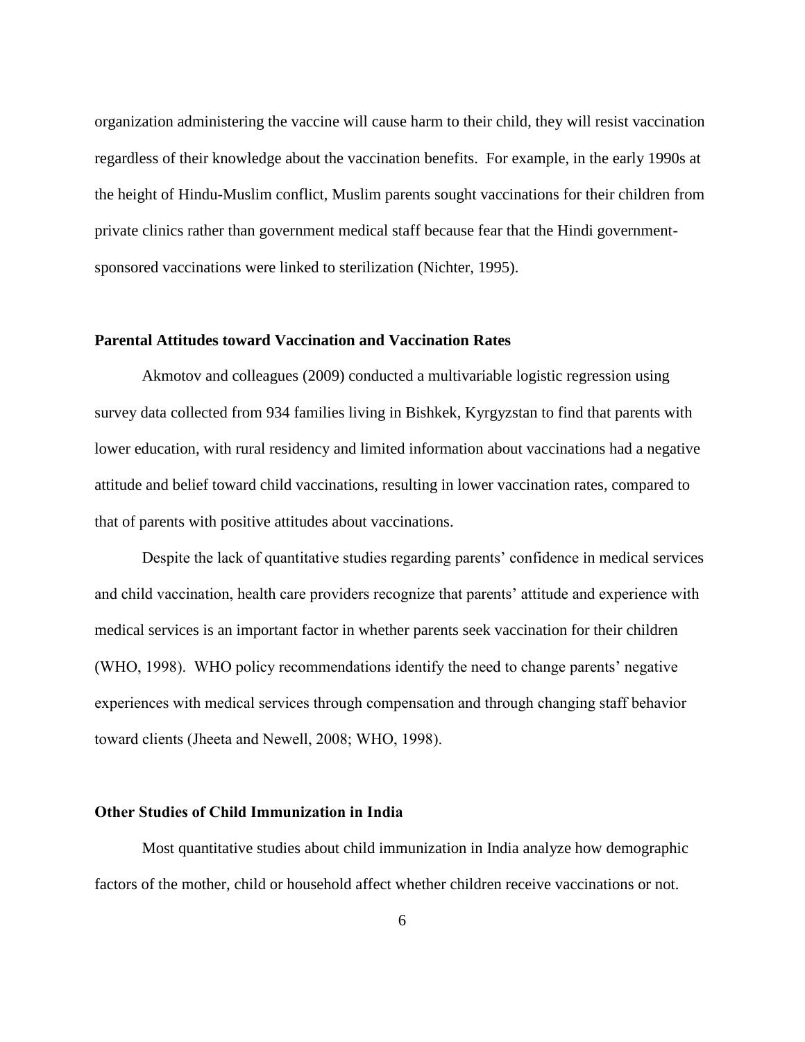organization administering the vaccine will cause harm to their child, they will resist vaccination regardless of their knowledge about the vaccination benefits. For example, in the early 1990s at the height of Hindu-Muslim conflict, Muslim parents sought vaccinations for their children from private clinics rather than government medical staff because fear that the Hindi government-sponsored vaccinations were linked to sterilization (Nichter, 1995).

### Parental Attitudes toward Vaccination and Vaccination Rates

Akmotov and colleagues (2009) conducted a multivariable logistic regression using survey data collected from 934 families living in Bishkek, Kyrgyzstan to find that parents with lower education, with rural residency and limited information about vaccinations had a negative attitude and belief toward child vaccinations, resulting in lower vaccination rates, compared to that of parents with positive attitudes about vaccinations.

Despite the lack of quantitative studies regarding parents' confidence in medical services and child vaccination, health care providers recognize that parents' attitude and experience with medical services is an important factor in whether parents seek vaccination for their children (WHO, 1998). WHO policy recommendations identify the need to change parents' negative experiences with medical services through compensation and through changing staff behavior toward clients (Jheeta and Newell, 2008; WHO, 1998).

### Other Studies of Child Immunization in India

Most quantitative studies about child immunization in India analyze how demographic factors of the mother, child or household affect whether children receive vaccinations or not.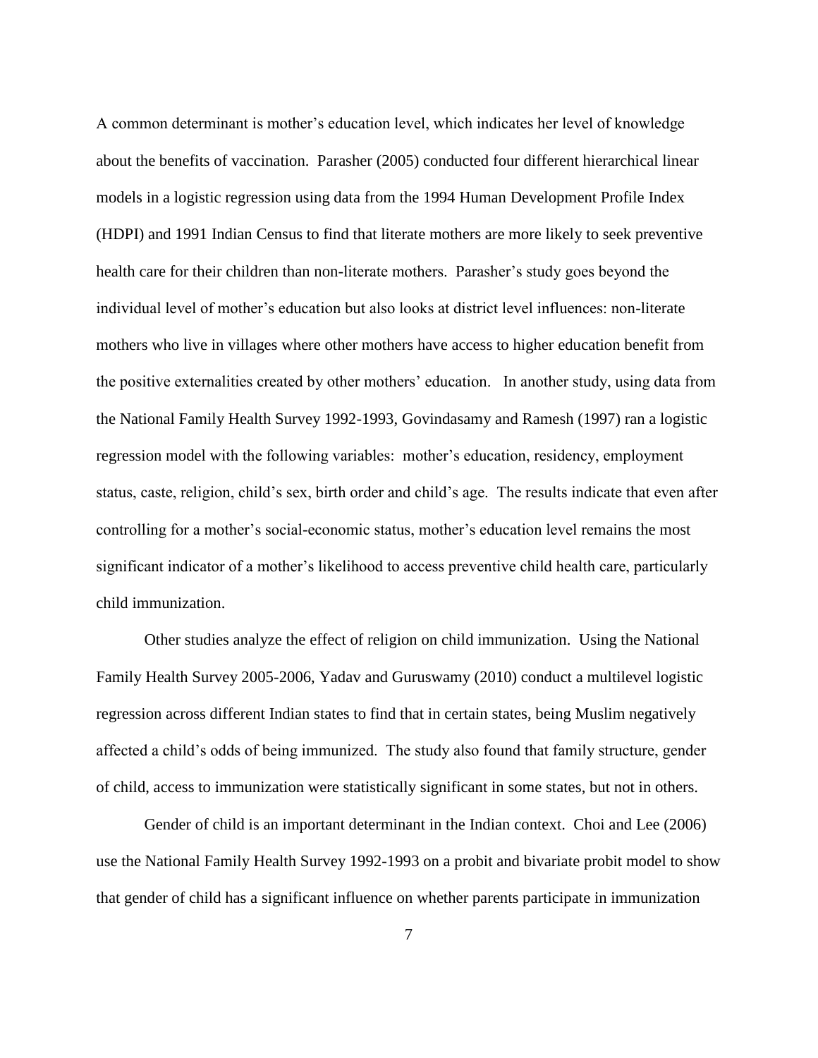A common determinant is mother's education level, which indicates her level of knowledge about the benefits of vaccination. Parasher (2005) conducted four different hierarchical linear models in a logistic regression using data from the 1994 Human Development Profile Index (HDPI) and 1991 Indian Census to find that literate mothers are more likely to seek preventive health care for their children than non-literate mothers. Parasher's study goes beyond the individual level of mother's education but also looks at district level influences: non-literate mothers who live in villages where other mothers have access to higher education benefit from the positive externalities created by other mothers' education. In another study, using data from the National Family Health Survey 1992-1993, Govindasamy and Ramesh (1997) ran a logistic regression model with the following variables: mother's education, residency, employment status, caste, religion, child's sex, birth order and child's age. The results indicate that even after controlling for a mother's social-economic status, mother's education level remains the most significant indicator of a mother's likelihood to access preventive child health care, particularly child immunization.

Other studies analyze the effect of religion on child immunization. Using the National Family Health Survey 2005-2006, Yadav and Guruswamy (2010) conduct a multilevel logistic regression across different Indian states to find that in certain states, being Muslim negatively affected a child's odds of being immunized. The study also found that family structure, gender of child, access to immunization were statistically significant in some states, but not in others.

Gender of child is an important determinant in the Indian context. Choi and Lee (2006) use the National Family Health Survey 1992-1993 on a probit and bivariate probit model to show that gender of child has a significant influence on whether parents participate in immunization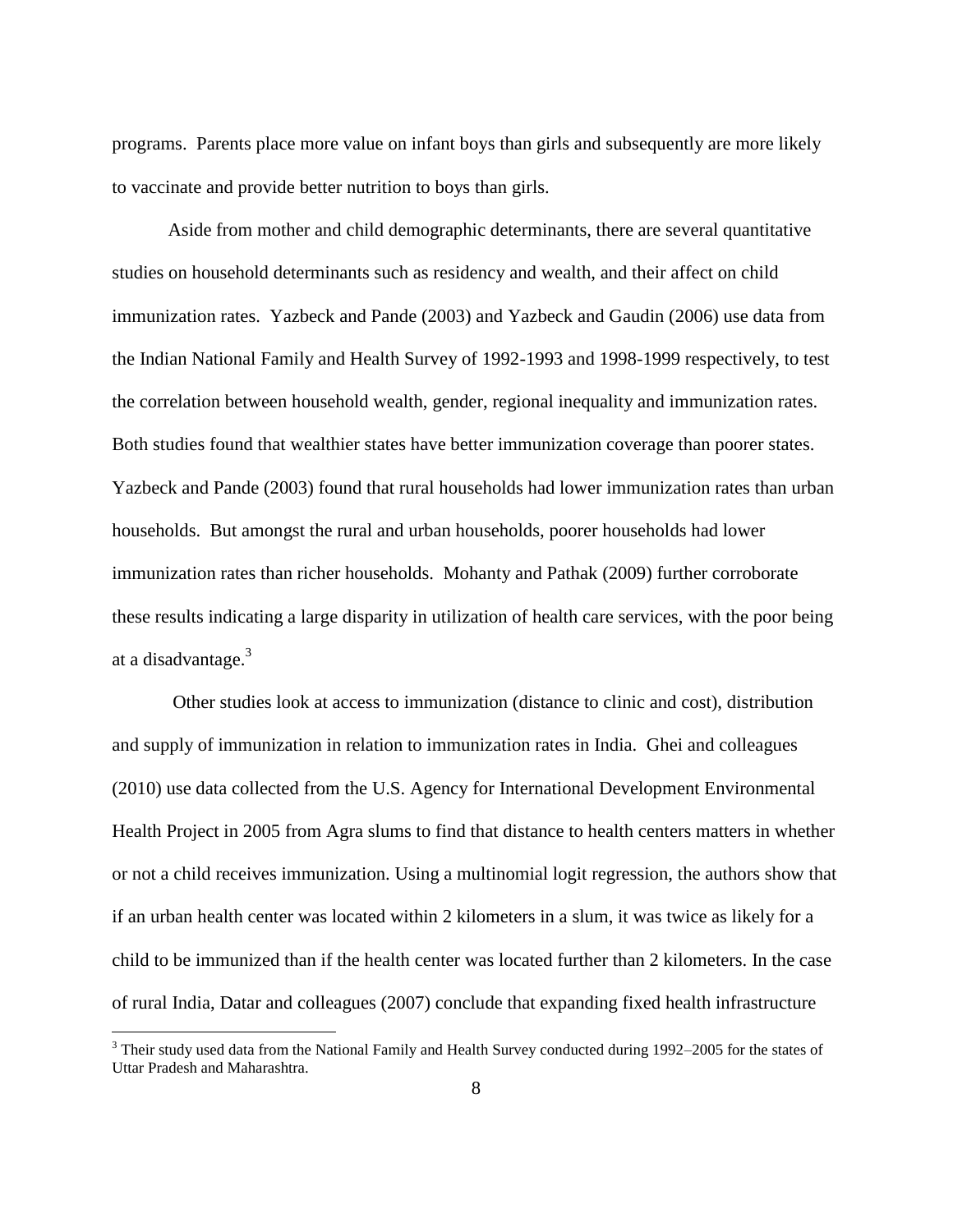programs. Parents place more value on infant boys than girls and subsequently are more likely to vaccinate and provide better nutrition to boys than girls.

Aside from mother and child demographic determinants, there are several quantitative studies on household determinants such as residency and wealth, and their affect on child immunization rates. Yazbeck and Pande (2003) and Yazbeck and Gaudin (2006) use data from the Indian National Family and Health Survey of 1992-1993 and 1998-1999 respectively, to test the correlation between household wealth, gender, regional inequality and immunization rates. Both studies found that wealthier states have better immunization coverage than poorer states. Yazbeck and Pande (2003) found that rural households had lower immunization rates than urban households. But amongst the rural and urban households, poorer households had lower immunization rates than richer households. Mohanty and Pathak (2009) further corroborate these results indicating a large disparity in utilization of health care services, with the poor being at a disadvantage.[3]

Other studies look at access to immunization (distance to clinic and cost), distribution and supply of immunization in relation to immunization rates in India. Ghei and colleagues (2010) use data collected from the U.S. Agency for International Development Environmental Health Project in 2005 from Agra slums to find that distance to health centers matters in whether or not a child receives immunization. Using a multinomial logit regression, the authors show that if an urban health center was located within 2 kilometers in a slum, it was twice as likely for a child to be immunized than if the health center was located further than 2 kilometers. In the case of rural India, Datar and colleagues (2007) conclude that expanding fixed health infrastructure

[3] Their study used data from the National Family and Health Survey conducted during 1992–2005 for the states of Uttar Pradesh and Maharashtra.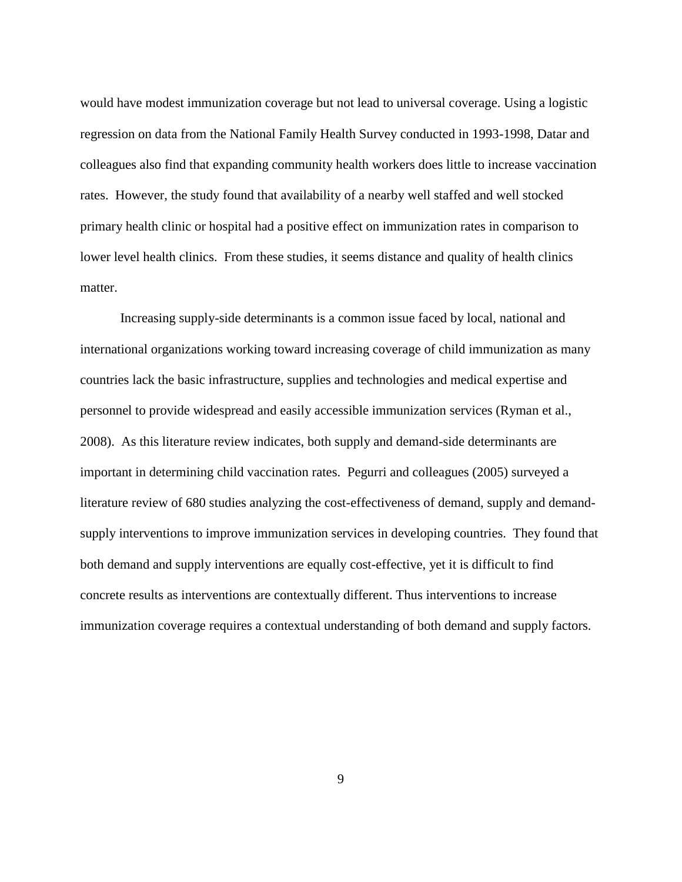would have modest immunization coverage but not lead to universal coverage. Using a logistic regression on data from the National Family Health Survey conducted in 1993-1998, Datar and colleagues also find that expanding community health workers does little to increase vaccination rates. However, the study found that availability of a nearby well staffed and well stocked primary health clinic or hospital had a positive effect on immunization rates in comparison to lower level health clinics. From these studies, it seems distance and quality of health clinics matter.

Increasing supply-side determinants is a common issue faced by local, national and international organizations working toward increasing coverage of child immunization as many countries lack the basic infrastructure, supplies and technologies and medical expertise and personnel to provide widespread and easily accessible immunization services (Ryman et al., 2008). As this literature review indicates, both supply and demand-side determinants are important in determining child vaccination rates. Pegurri and colleagues (2005) surveyed a literature review of 680 studies analyzing the cost-effectiveness of demand, supply and demand-supply interventions to improve immunization services in developing countries. They found that both demand and supply interventions are equally cost-effective, yet it is difficult to find concrete results as interventions are contextually different. Thus interventions to increase immunization coverage requires a contextual understanding of both demand and supply factors.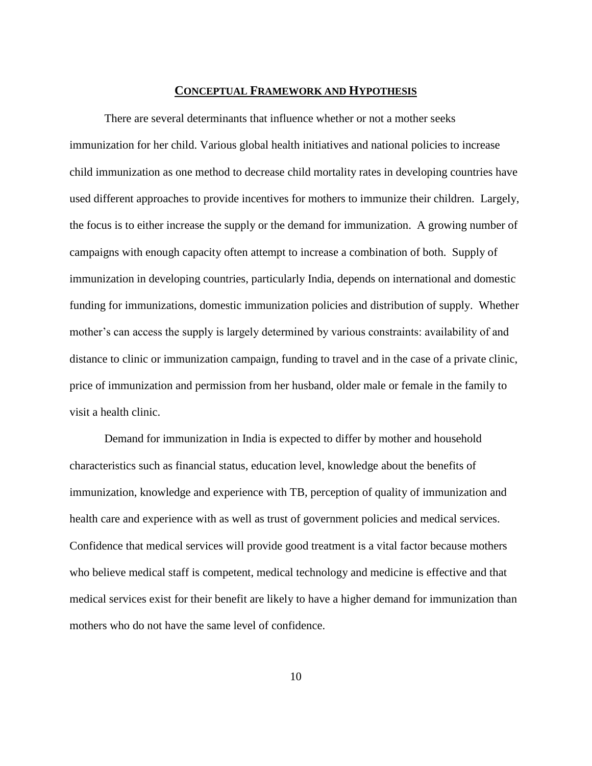## Conceptual Framework and Hypothesis

There are several determinants that influence whether or not a mother seeks immunization for her child. Various global health initiatives and national policies to increase child immunization as one method to decrease child mortality rates in developing countries have used different approaches to provide incentives for mothers to immunize their children. Largely, the focus is to either increase the supply or the demand for immunization. A growing number of campaigns with enough capacity often attempt to increase a combination of both. Supply of immunization in developing countries, particularly India, depends on international and domestic funding for immunizations, domestic immunization policies and distribution of supply. Whether mother's can access the supply is largely determined by various constraints: availability of and distance to clinic or immunization campaign, funding to travel and in the case of a private clinic, price of immunization and permission from her husband, older male or female in the family to visit a health clinic.

Demand for immunization in India is expected to differ by mother and household characteristics such as financial status, education level, knowledge about the benefits of immunization, knowledge and experience with TB, perception of quality of immunization and health care and experience with as well as trust of government policies and medical services. Confidence that medical services will provide good treatment is a vital factor because mothers who believe medical staff is competent, medical technology and medicine is effective and that medical services exist for their benefit are likely to have a higher demand for immunization than mothers who do not have the same level of confidence.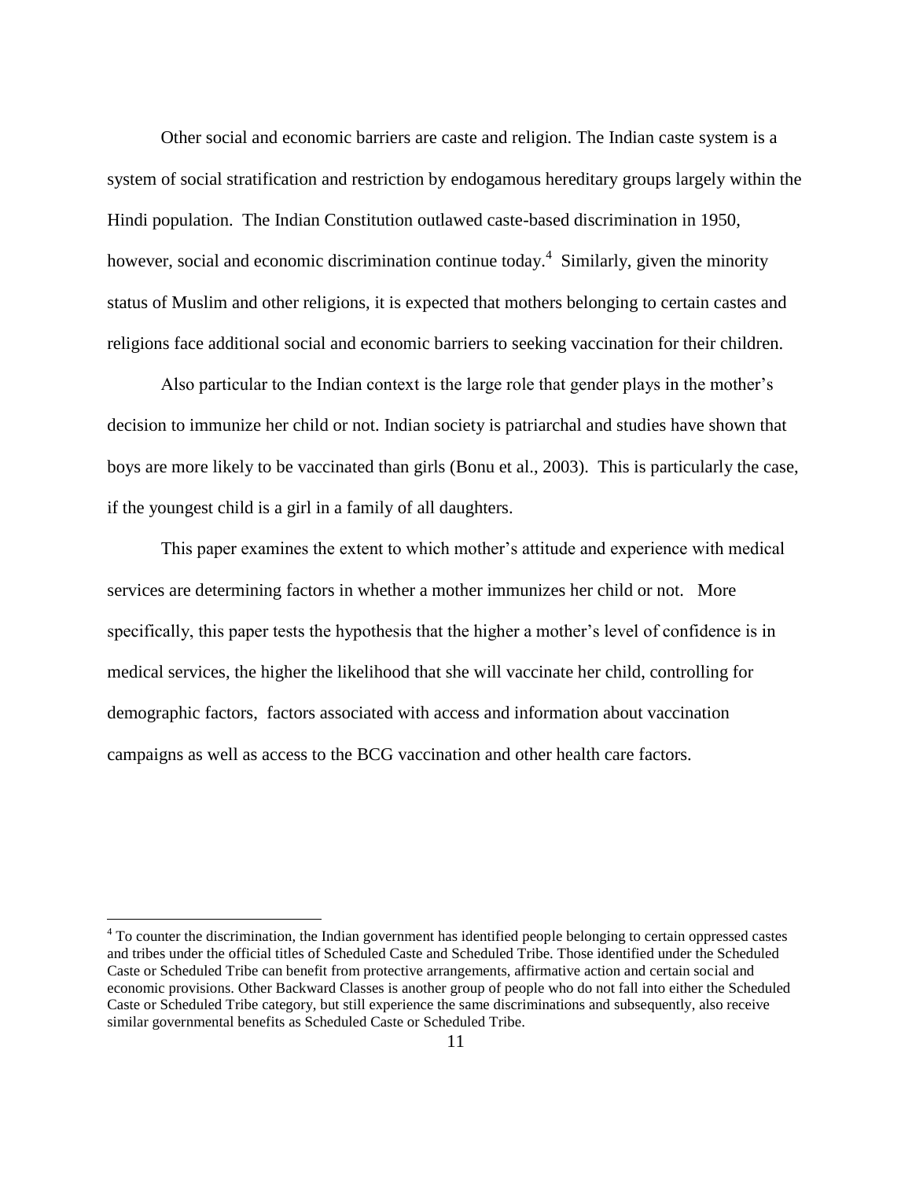Other social and economic barriers are caste and religion. The Indian caste system is a system of social stratification and restriction by endogamous hereditary groups largely within the Hindi population.  The Indian Constitution outlawed caste-based discrimination in 1950, however, social and economic discrimination continue today.[4]  Similarly, given the minority status of Muslim and other religions, it is expected that mothers belonging to certain castes and religions face additional social and economic barriers to seeking vaccination for their children.

Also particular to the Indian context is the large role that gender plays in the mother's decision to immunize her child or not. Indian society is patriarchal and studies have shown that boys are more likely to be vaccinated than girls (Bonu et al., 2003).  This is particularly the case, if the youngest child is a girl in a family of all daughters.

This paper examines the extent to which mother's attitude and experience with medical services are determining factors in whether a mother immunizes her child or not.   More specifically, this paper tests the hypothesis that the higher a mother's level of confidence is in medical services, the higher the likelihood that she will vaccinate her child, controlling for demographic factors,  factors associated with access and information about vaccination campaigns as well as access to the BCG vaccination and other health care factors.

---

[4] To counter the discrimination, the Indian government has identified people belonging to certain oppressed castes and tribes under the official titles of Scheduled Caste and Scheduled Tribe. Those identified under the Scheduled Caste or Scheduled Tribe can benefit from protective arrangements, affirmative action and certain social and economic provisions. Other Backward Classes is another group of people who do not fall into either the Scheduled Caste or Scheduled Tribe category, but still experience the same discriminations and subsequently, also receive similar governmental benefits as Scheduled Caste or Scheduled Tribe.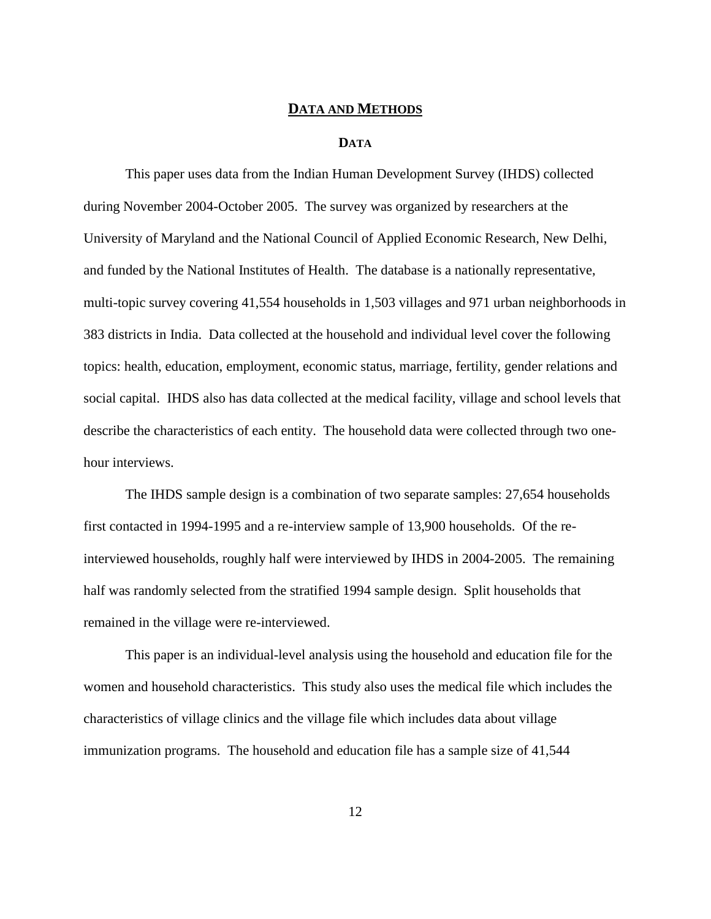## DATA AND METHODS

### DATA

This paper uses data from the Indian Human Development Survey (IHDS) collected during November 2004-October 2005. The survey was organized by researchers at the University of Maryland and the National Council of Applied Economic Research, New Delhi, and funded by the National Institutes of Health. The database is a nationally representative, multi-topic survey covering 41,554 households in 1,503 villages and 971 urban neighborhoods in 383 districts in India. Data collected at the household and individual level cover the following topics: health, education, employment, economic status, marriage, fertility, gender relations and social capital. IHDS also has data collected at the medical facility, village and school levels that describe the characteristics of each entity. The household data were collected through two one-hour interviews.

The IHDS sample design is a combination of two separate samples: 27,654 households first contacted in 1994-1995 and a re-interview sample of 13,900 households. Of the re-interviewed households, roughly half were interviewed by IHDS in 2004-2005. The remaining half was randomly selected from the stratified 1994 sample design. Split households that remained in the village were re-interviewed.

This paper is an individual-level analysis using the household and education file for the women and household characteristics. This study also uses the medical file which includes the characteristics of village clinics and the village file which includes data about village immunization programs. The household and education file has a sample size of 41,544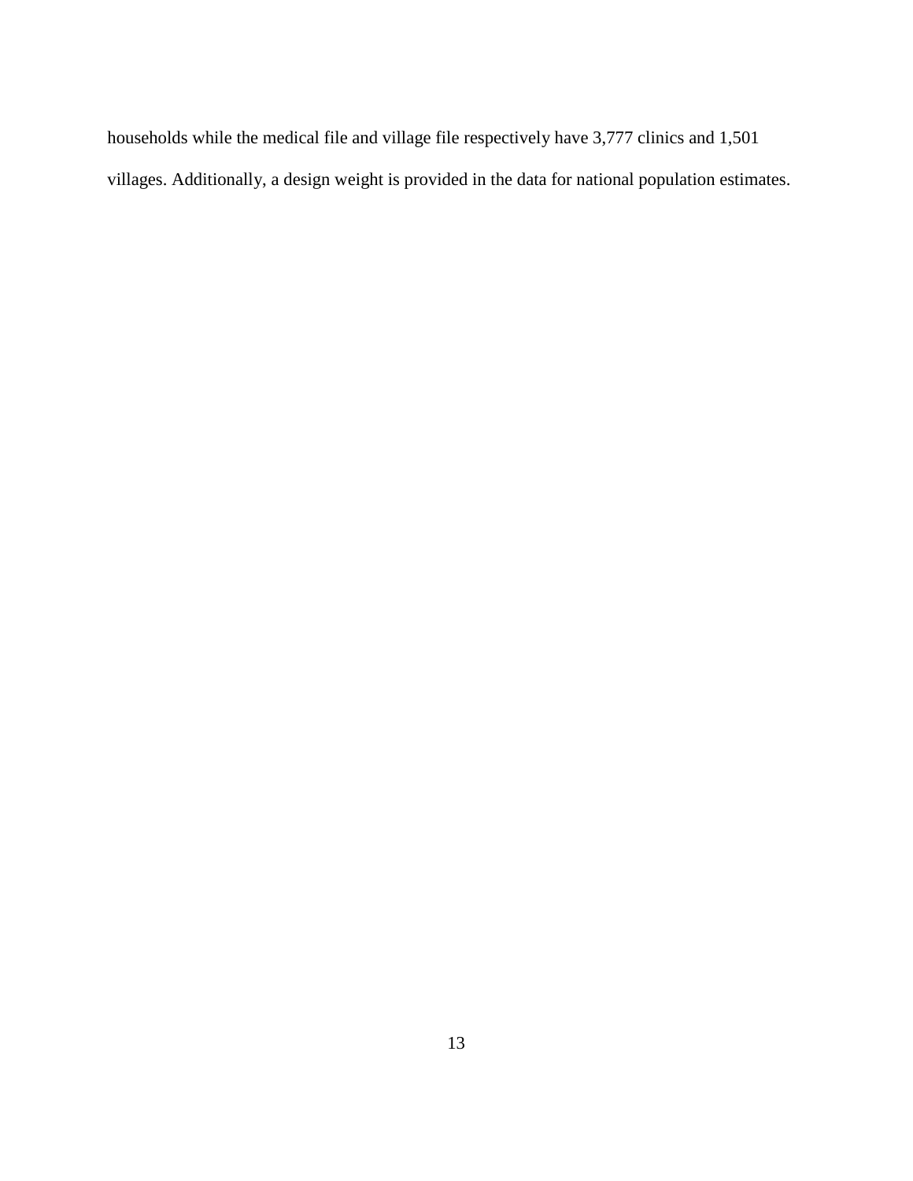households while the medical file and village file respectively have 3,777 clinics and 1,501 villages. Additionally, a design weight is provided in the data for national population estimates.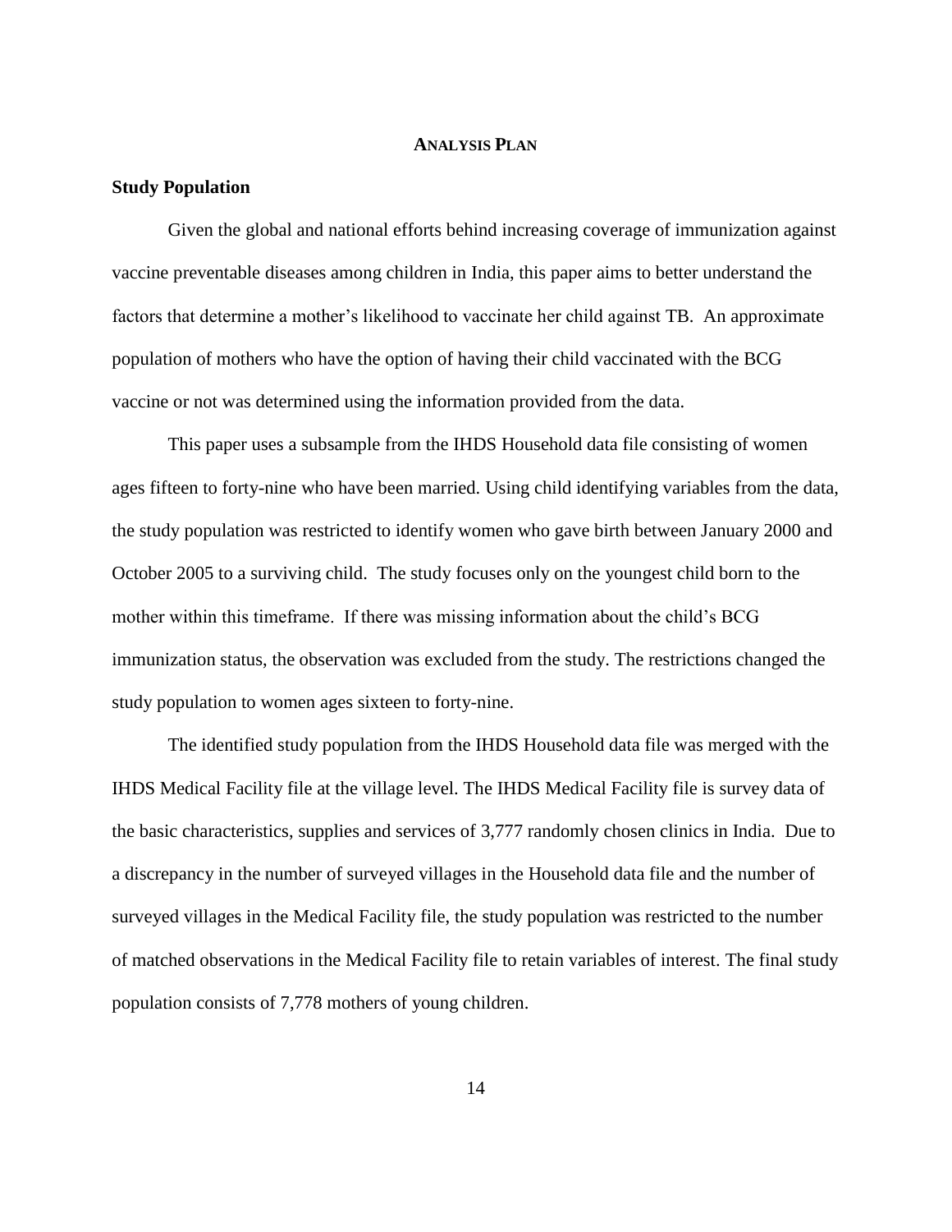# Analysis Plan

## Study Population

Given the global and national efforts behind increasing coverage of immunization against vaccine preventable diseases among children in India, this paper aims to better understand the factors that determine a mother's likelihood to vaccinate her child against TB. An approximate population of mothers who have the option of having their child vaccinated with the BCG vaccine or not was determined using the information provided from the data.

This paper uses a subsample from the IHDS Household data file consisting of women ages fifteen to forty-nine who have been married. Using child identifying variables from the data, the study population was restricted to identify women who gave birth between January 2000 and October 2005 to a surviving child. The study focuses only on the youngest child born to the mother within this timeframe. If there was missing information about the child's BCG immunization status, the observation was excluded from the study. The restrictions changed the study population to women ages sixteen to forty-nine.

The identified study population from the IHDS Household data file was merged with the IHDS Medical Facility file at the village level. The IHDS Medical Facility file is survey data of the basic characteristics, supplies and services of 3,777 randomly chosen clinics in India. Due to a discrepancy in the number of surveyed villages in the Household data file and the number of surveyed villages in the Medical Facility file, the study population was restricted to the number of matched observations in the Medical Facility file to retain variables of interest. The final study population consists of 7,778 mothers of young children.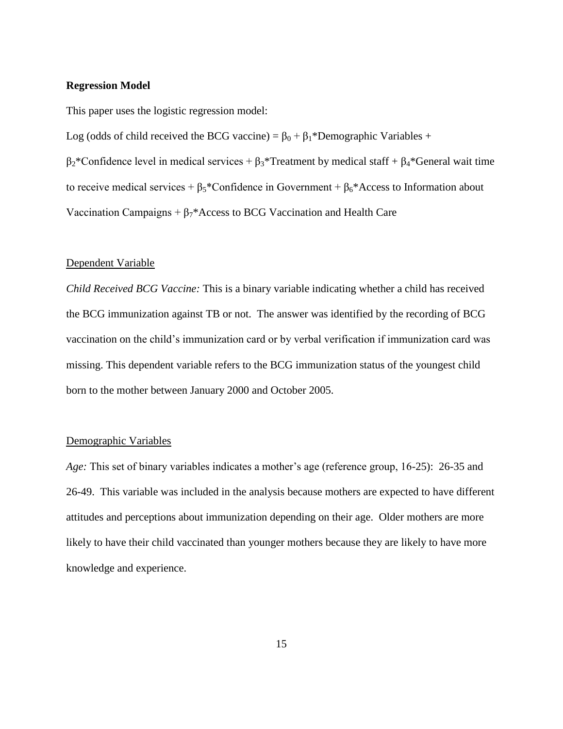**Regression Model**

This paper uses the logistic regression model:

Log (odds of child received the BCG vaccine) = $\beta_0 + \beta_1$*Demographic Variables + $\beta_2$*Confidence level in medical services + $\beta_3$*Treatment by medical staff + $\beta_4$*General wait time to receive medical services + $\beta_5$*Confidence in Government + $\beta_6$*Access to Information about Vaccination Campaigns + $\beta_7$*Access to BCG Vaccination and Health Care

<u>Dependent Variable</u>

*Child Received BCG Vaccine:* This is a binary variable indicating whether a child has received the BCG immunization against TB or not. The answer was identified by the recording of BCG vaccination on the child's immunization card or by verbal verification if immunization card was missing. This dependent variable refers to the BCG immunization status of the youngest child born to the mother between January 2000 and October 2005.

<u>Demographic Variables</u>

*Age:* This set of binary variables indicates a mother's age (reference group, 16-25): 26-35 and 26-49. This variable was included in the analysis because mothers are expected to have different attitudes and perceptions about immunization depending on their age. Older mothers are more likely to have their child vaccinated than younger mothers because they are likely to have more knowledge and experience.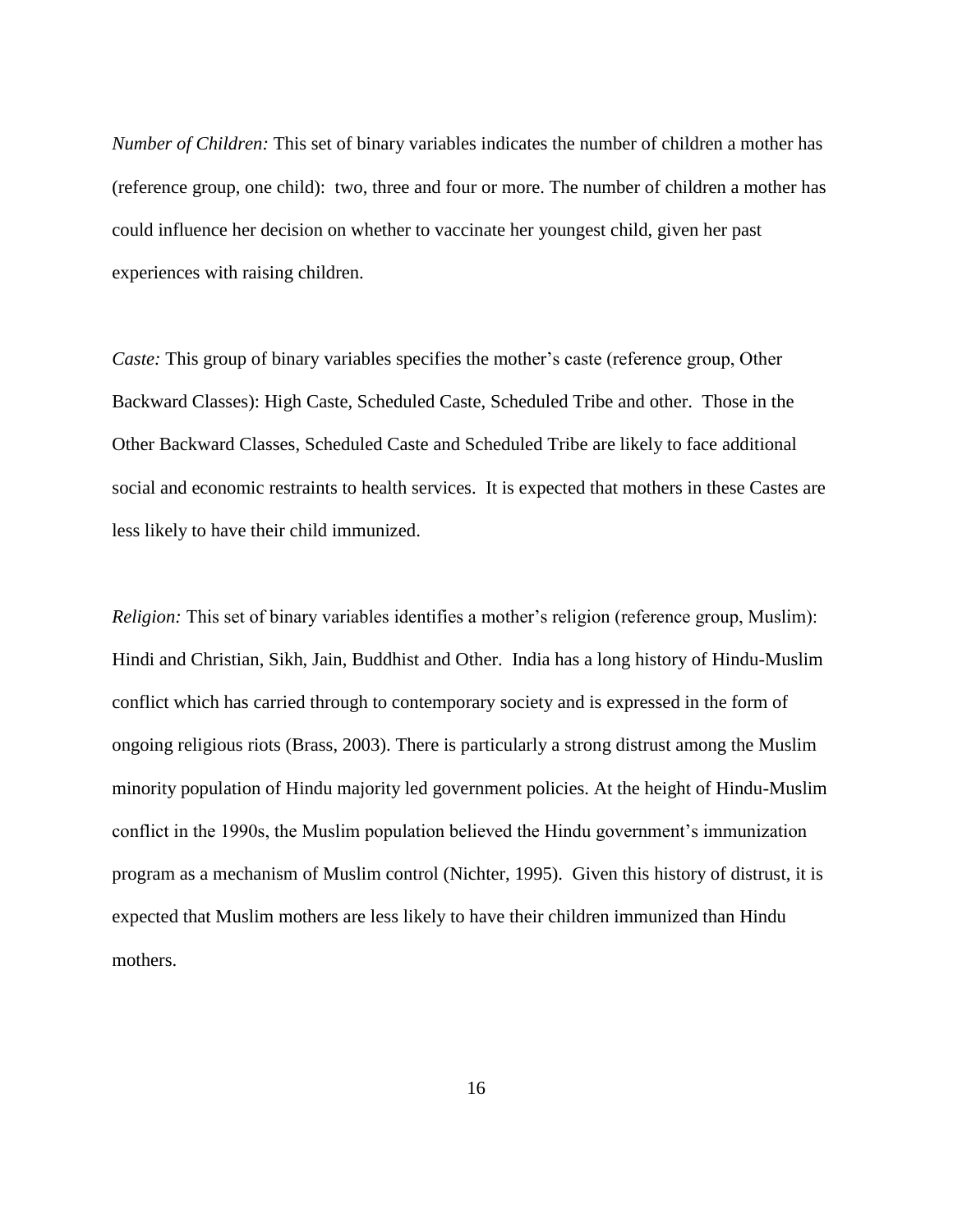*Number of Children:* This set of binary variables indicates the number of children a mother has (reference group, one child): two, three and four or more. The number of children a mother has could influence her decision on whether to vaccinate her youngest child, given her past experiences with raising children.

*Caste:* This group of binary variables specifies the mother's caste (reference group, Other Backward Classes): High Caste, Scheduled Caste, Scheduled Tribe and other. Those in the Other Backward Classes, Scheduled Caste and Scheduled Tribe are likely to face additional social and economic restraints to health services. It is expected that mothers in these Castes are less likely to have their child immunized.

*Religion:* This set of binary variables identifies a mother's religion (reference group, Muslim): Hindi and Christian, Sikh, Jain, Buddhist and Other. India has a long history of Hindu-Muslim conflict which has carried through to contemporary society and is expressed in the form of ongoing religious riots (Brass, 2003). There is particularly a strong distrust among the Muslim minority population of Hindu majority led government policies. At the height of Hindu-Muslim conflict in the 1990s, the Muslim population believed the Hindu government's immunization program as a mechanism of Muslim control (Nichter, 1995). Given this history of distrust, it is expected that Muslim mothers are less likely to have their children immunized than Hindu mothers.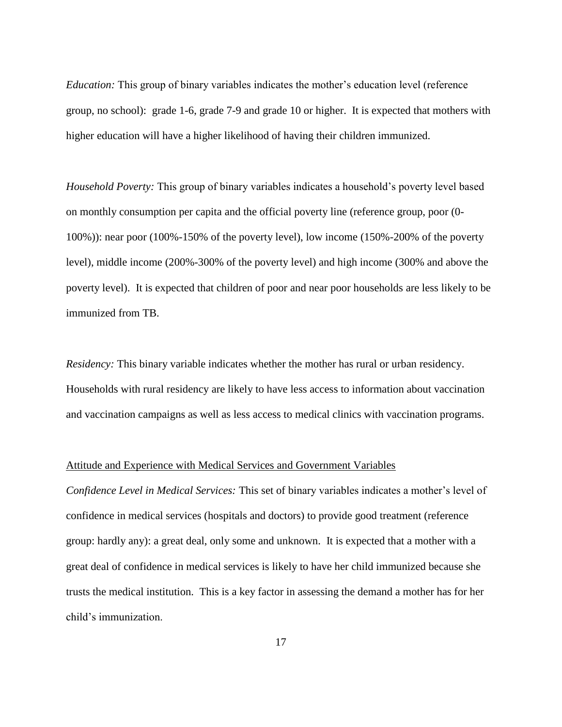*Education:* This group of binary variables indicates the mother's education level (reference group, no school): grade 1-6, grade 7-9 and grade 10 or higher. It is expected that mothers with higher education will have a higher likelihood of having their children immunized.

*Household Poverty:* This group of binary variables indicates a household's poverty level based on monthly consumption per capita and the official poverty line (reference group, poor (0-100%)): near poor (100%-150% of the poverty level), low income (150%-200% of the poverty level), middle income (200%-300% of the poverty level) and high income (300% and above the poverty level). It is expected that children of poor and near poor households are less likely to be immunized from TB.

*Residency:* This binary variable indicates whether the mother has rural or urban residency. Households with rural residency are likely to have less access to information about vaccination and vaccination campaigns as well as less access to medical clinics with vaccination programs.

<u>Attitude and Experience with Medical Services and Government Variables</u>

*Confidence Level in Medical Services:* This set of binary variables indicates a mother's level of confidence in medical services (hospitals and doctors) to provide good treatment (reference group: hardly any): a great deal, only some and unknown. It is expected that a mother with a great deal of confidence in medical services is likely to have her child immunized because she trusts the medical institution. This is a key factor in assessing the demand a mother has for her child's immunization.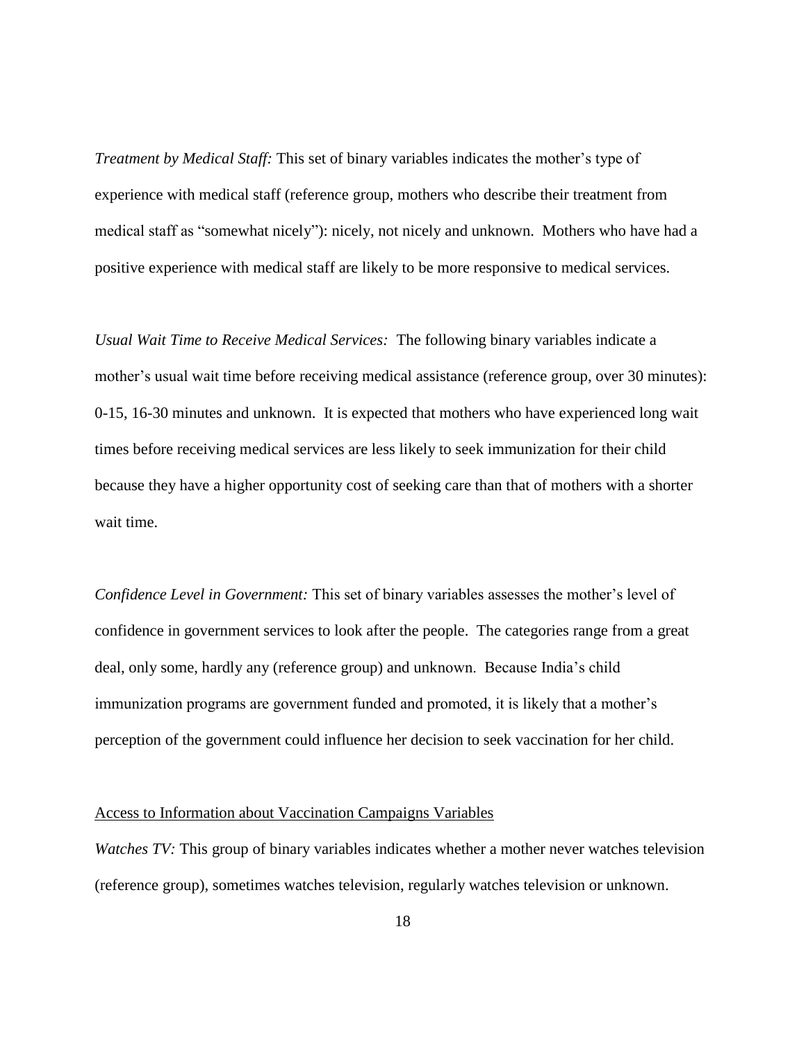*Treatment by Medical Staff:* This set of binary variables indicates the mother's type of experience with medical staff (reference group, mothers who describe their treatment from medical staff as "somewhat nicely"): nicely, not nicely and unknown. Mothers who have had a positive experience with medical staff are likely to be more responsive to medical services.

*Usual Wait Time to Receive Medical Services:* The following binary variables indicate a mother's usual wait time before receiving medical assistance (reference group, over 30 minutes): 0-15, 16-30 minutes and unknown. It is expected that mothers who have experienced long wait times before receiving medical services are less likely to seek immunization for their child because they have a higher opportunity cost of seeking care than that of mothers with a shorter wait time.

*Confidence Level in Government:* This set of binary variables assesses the mother's level of confidence in government services to look after the people. The categories range from a great deal, only some, hardly any (reference group) and unknown. Because India's child immunization programs are government funded and promoted, it is likely that a mother's perception of the government could influence her decision to seek vaccination for her child.

<u>Access to Information about Vaccination Campaigns Variables</u>

*Watches TV:* This group of binary variables indicates whether a mother never watches television (reference group), sometimes watches television, regularly watches television or unknown.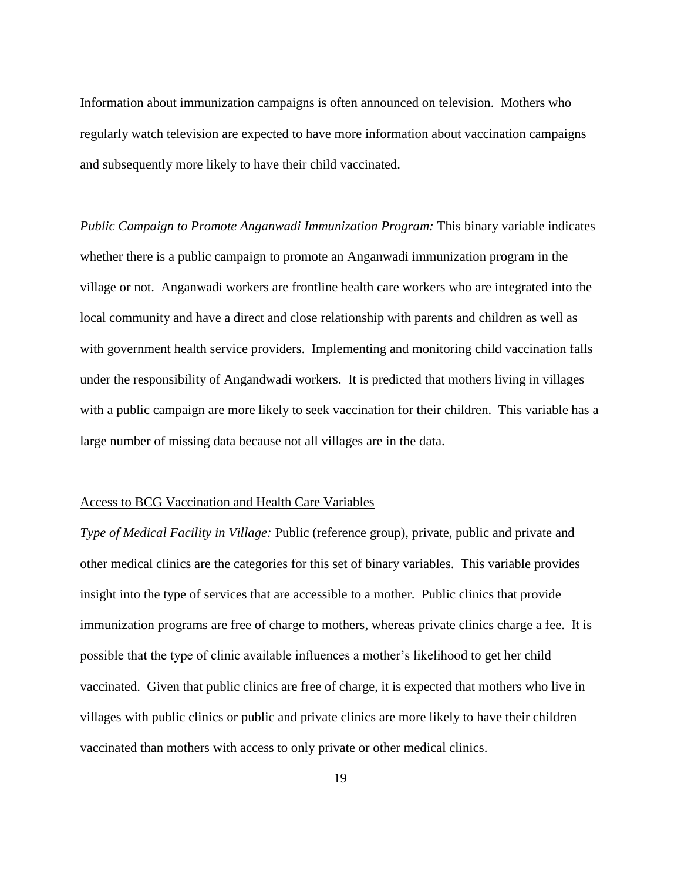Information about immunization campaigns is often announced on television. Mothers who regularly watch television are expected to have more information about vaccination campaigns and subsequently more likely to have their child vaccinated.

*Public Campaign to Promote Anganwadi Immunization Program:* This binary variable indicates whether there is a public campaign to promote an Anganwadi immunization program in the village or not. Anganwadi workers are frontline health care workers who are integrated into the local community and have a direct and close relationship with parents and children as well as with government health service providers. Implementing and monitoring child vaccination falls under the responsibility of Angandwadi workers. It is predicted that mothers living in villages with a public campaign are more likely to seek vaccination for their children. This variable has a large number of missing data because not all villages are in the data.

<u>Access to BCG Vaccination and Health Care Variables</u>

*Type of Medical Facility in Village:* Public (reference group), private, public and private and other medical clinics are the categories for this set of binary variables. This variable provides insight into the type of services that are accessible to a mother. Public clinics that provide immunization programs are free of charge to mothers, whereas private clinics charge a fee. It is possible that the type of clinic available influences a mother's likelihood to get her child vaccinated. Given that public clinics are free of charge, it is expected that mothers who live in villages with public clinics or public and private clinics are more likely to have their children vaccinated than mothers with access to only private or other medical clinics.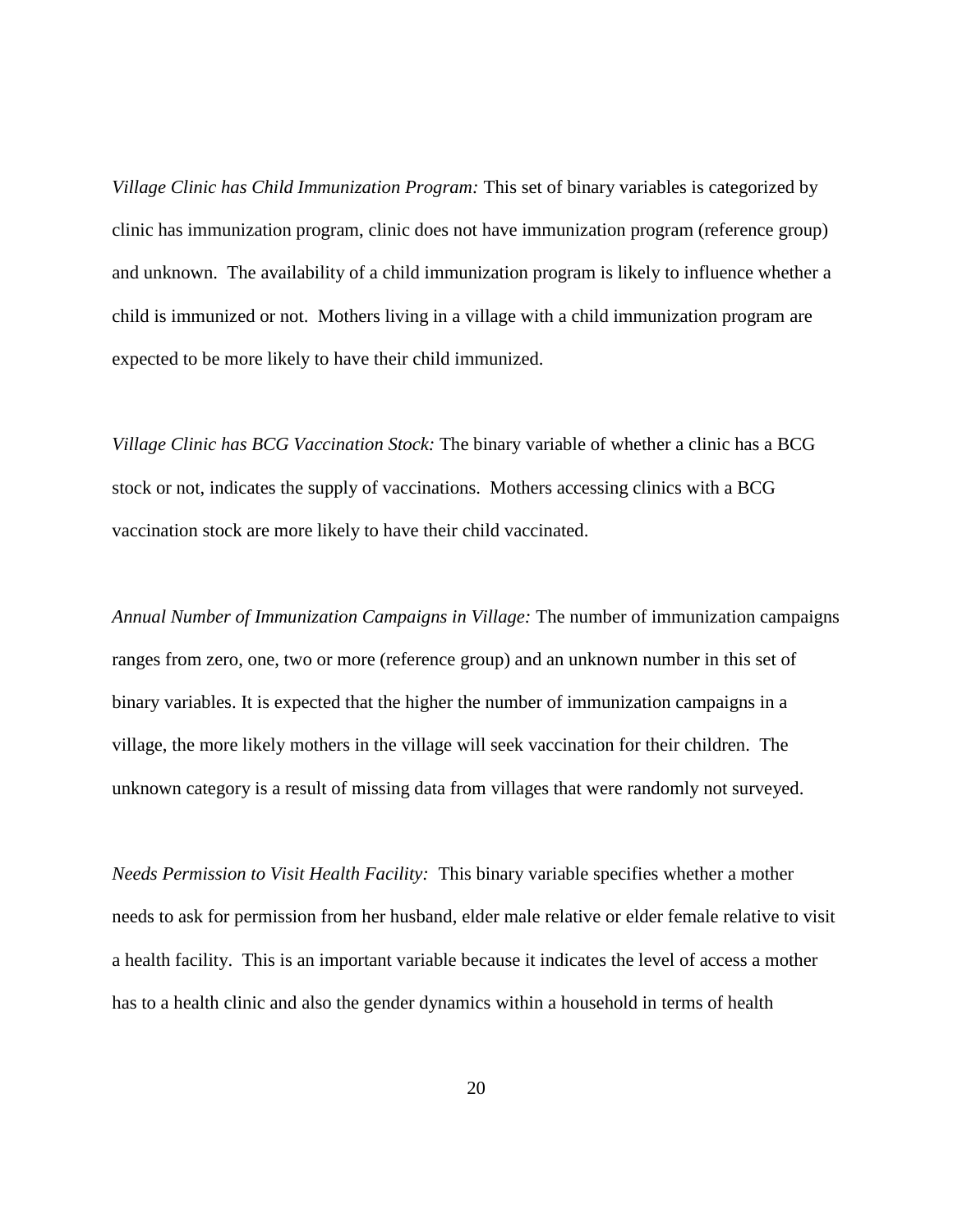*Village Clinic has Child Immunization Program:* This set of binary variables is categorized by clinic has immunization program, clinic does not have immunization program (reference group) and unknown. The availability of a child immunization program is likely to influence whether a child is immunized or not. Mothers living in a village with a child immunization program are expected to be more likely to have their child immunized.

*Village Clinic has BCG Vaccination Stock:* The binary variable of whether a clinic has a BCG stock or not, indicates the supply of vaccinations. Mothers accessing clinics with a BCG vaccination stock are more likely to have their child vaccinated.

*Annual Number of Immunization Campaigns in Village:* The number of immunization campaigns ranges from zero, one, two or more (reference group) and an unknown number in this set of binary variables. It is expected that the higher the number of immunization campaigns in a village, the more likely mothers in the village will seek vaccination for their children. The unknown category is a result of missing data from villages that were randomly not surveyed.

*Needs Permission to Visit Health Facility:* This binary variable specifies whether a mother needs to ask for permission from her husband, elder male relative or elder female relative to visit a health facility. This is an important variable because it indicates the level of access a mother has to a health clinic and also the gender dynamics within a household in terms of health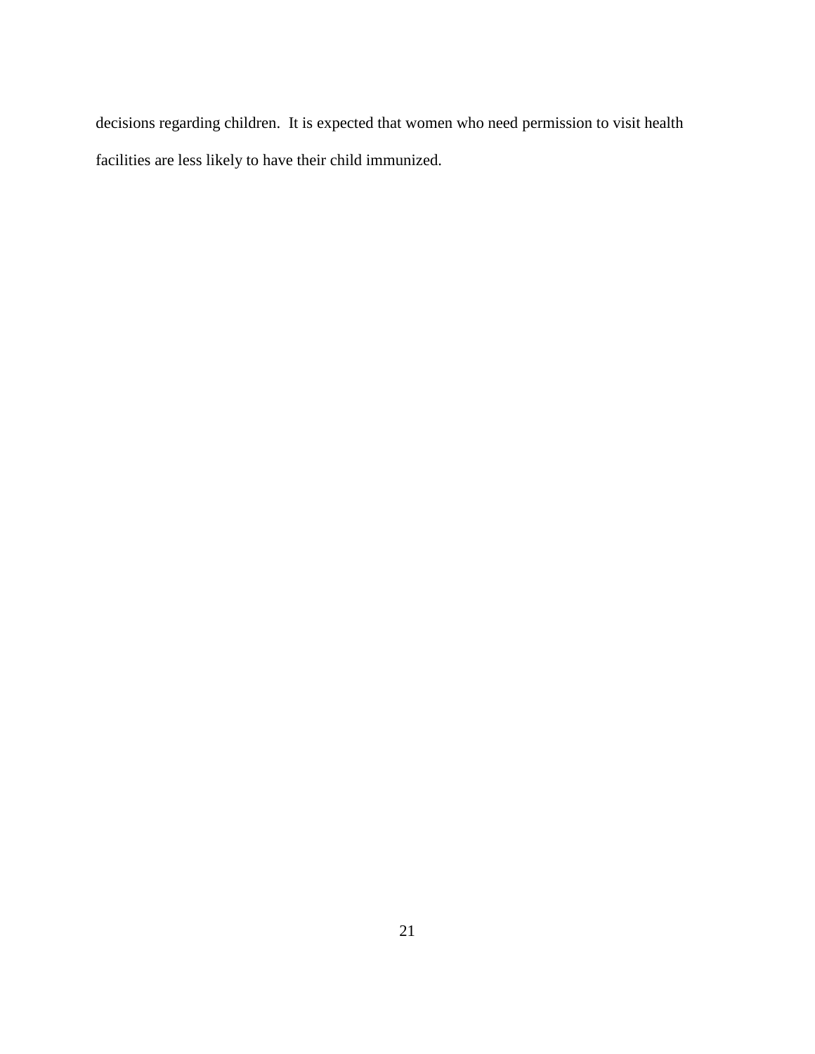decisions regarding children. It is expected that women who need permission to visit health facilities are less likely to have their child immunized.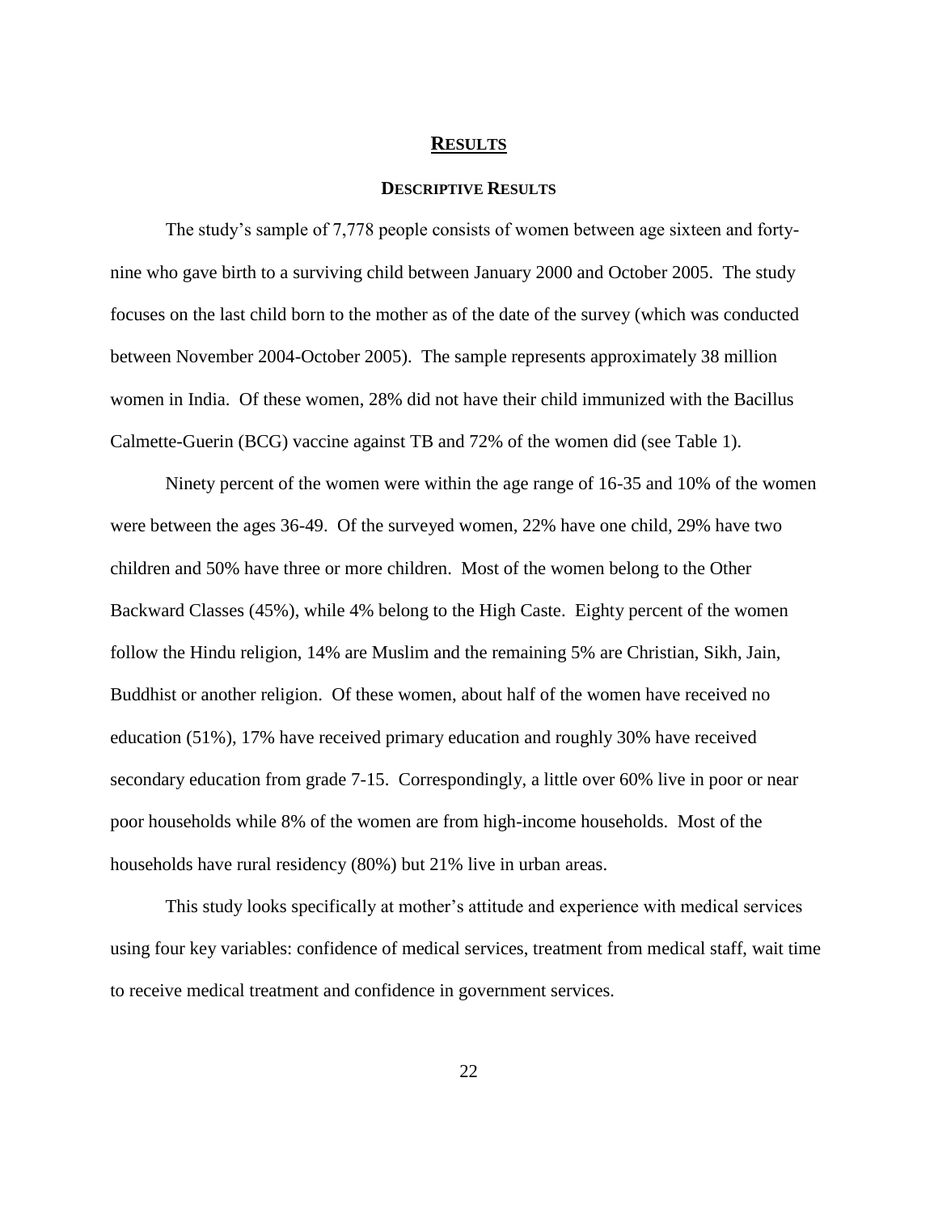# RESULTS

## DESCRIPTIVE RESULTS

The study's sample of 7,778 people consists of women between age sixteen and forty-nine who gave birth to a surviving child between January 2000 and October 2005. The study focuses on the last child born to the mother as of the date of the survey (which was conducted between November 2004-October 2005). The sample represents approximately 38 million women in India. Of these women, 28% did not have their child immunized with the Bacillus Calmette-Guerin (BCG) vaccine against TB and 72% of the women did (see Table 1).

Ninety percent of the women were within the age range of 16-35 and 10% of the women were between the ages 36-49. Of the surveyed women, 22% have one child, 29% have two children and 50% have three or more children. Most of the women belong to the Other Backward Classes (45%), while 4% belong to the High Caste. Eighty percent of the women follow the Hindu religion, 14% are Muslim and the remaining 5% are Christian, Sikh, Jain, Buddhist or another religion. Of these women, about half of the women have received no education (51%), 17% have received primary education and roughly 30% have received secondary education from grade 7-15. Correspondingly, a little over 60% live in poor or near poor households while 8% of the women are from high-income households. Most of the households have rural residency (80%) but 21% live in urban areas.

This study looks specifically at mother's attitude and experience with medical services using four key variables: confidence of medical services, treatment from medical staff, wait time to receive medical treatment and confidence in government services.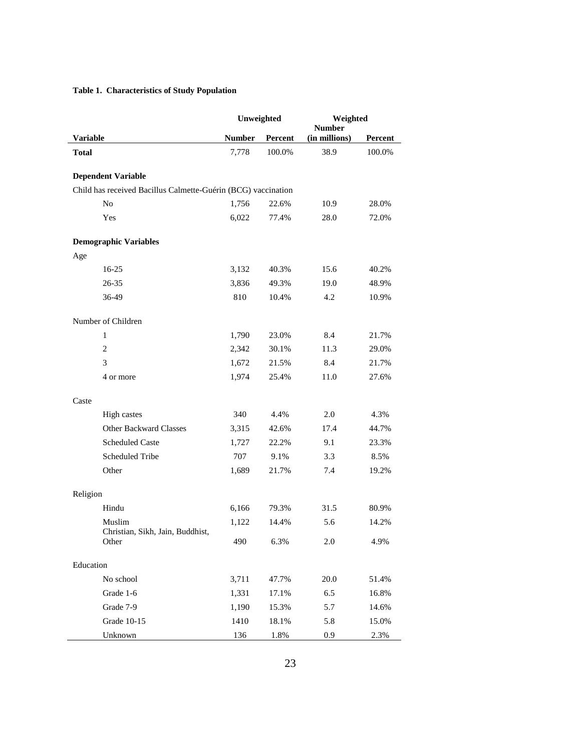**Table 1. Characteristics of Study Population**

| Variable | Unweighted | | Weighted | |
|---|---|---|---|---|
| | Number | Percent | Number (in millions) | Percent |
| **Total** | 7,778 | 100.0% | 38.9 | 100.0% |
| **Dependent Variable** | | | | |
| Child has received Bacillus Calmette-Guérin (BCG) vaccination | | | | |
| No | 1,756 | 22.6% | 10.9 | 28.0% |
| Yes | 6,022 | 77.4% | 28.0 | 72.0% |
| **Demographic Variables** | | | | |
| Age | | | | |
| 16-25 | 3,132 | 40.3% | 15.6 | 40.2% |
| 26-35 | 3,836 | 49.3% | 19.0 | 48.9% |
| 36-49 | 810 | 10.4% | 4.2 | 10.9% |
| Number of Children | | | | |
| 1 | 1,790 | 23.0% | 8.4 | 21.7% |
| 2 | 2,342 | 30.1% | 11.3 | 29.0% |
| 3 | 1,672 | 21.5% | 8.4 | 21.7% |
| 4 or more | 1,974 | 25.4% | 11.0 | 27.6% |
| Caste | | | | |
| High castes | 340 | 4.4% | 2.0 | 4.3% |
| Other Backward Classes | 3,315 | 42.6% | 17.4 | 44.7% |
| Scheduled Caste | 1,727 | 22.2% | 9.1 | 23.3% |
| Scheduled Tribe | 707 | 9.1% | 3.3 | 8.5% |
| Other | 1,689 | 21.7% | 7.4 | 19.2% |
| Religion | | | | |
| Hindu | 6,166 | 79.3% | 31.5 | 80.9% |
| Muslim | 1,122 | 14.4% | 5.6 | 14.2% |
| Christian, Sikh, Jain, Buddhist, Other | 490 | 6.3% | 2.0 | 4.9% |
| Education | | | | |
| No school | 3,711 | 47.7% | 20.0 | 51.4% |
| Grade 1-6 | 1,331 | 17.1% | 6.5 | 16.8% |
| Grade 7-9 | 1,190 | 15.3% | 5.7 | 14.6% |
| Grade 10-15 | 1410 | 18.1% | 5.8 | 15.0% |
| Unknown | 136 | 1.8% | 0.9 | 2.3% |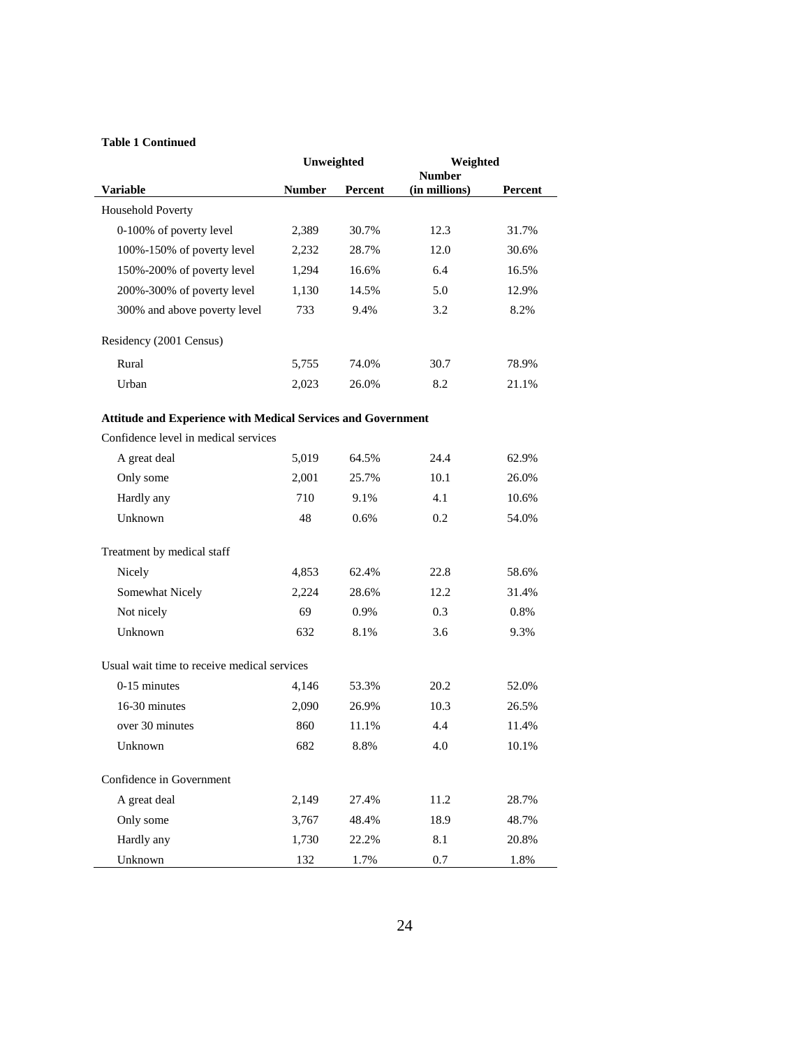**Table 1 Continued**

| Variable | Unweighted | | Weighted | |
|---|---|---|---|---|
| | Number | Percent | Number (in millions) | Percent |
| Household Poverty | | | | |
| 0-100% of poverty level | 2,389 | 30.7% | 12.3 | 31.7% |
| 100%-150% of poverty level | 2,232 | 28.7% | 12.0 | 30.6% |
| 150%-200% of poverty level | 1,294 | 16.6% | 6.4 | 16.5% |
| 200%-300% of poverty level | 1,130 | 14.5% | 5.0 | 12.9% |
| 300% and above poverty level | 733 | 9.4% | 3.2 | 8.2% |
| Residency (2001 Census) | | | | |
| Rural | 5,755 | 74.0% | 30.7 | 78.9% |
| Urban | 2,023 | 26.0% | 8.2 | 21.1% |
| **Attitude and Experience with Medical Services and Government** | | | | |
| Confidence level in medical services | | | | |
| A great deal | 5,019 | 64.5% | 24.4 | 62.9% |
| Only some | 2,001 | 25.7% | 10.1 | 26.0% |
| Hardly any | 710 | 9.1% | 4.1 | 10.6% |
| Unknown | 48 | 0.6% | 0.2 | 54.0% |
| Treatment by medical staff | | | | |
| Nicely | 4,853 | 62.4% | 22.8 | 58.6% |
| Somewhat Nicely | 2,224 | 28.6% | 12.2 | 31.4% |
| Not nicely | 69 | 0.9% | 0.3 | 0.8% |
| Unknown | 632 | 8.1% | 3.6 | 9.3% |
| Usual wait time to receive medical services | | | | |
| 0-15 minutes | 4,146 | 53.3% | 20.2 | 52.0% |
| 16-30 minutes | 2,090 | 26.9% | 10.3 | 26.5% |
| over 30 minutes | 860 | 11.1% | 4.4 | 11.4% |
| Unknown | 682 | 8.8% | 4.0 | 10.1% |
| Confidence in Government | | | | |
| A great deal | 2,149 | 27.4% | 11.2 | 28.7% |
| Only some | 3,767 | 48.4% | 18.9 | 48.7% |
| Hardly any | 1,730 | 22.2% | 8.1 | 20.8% |
| Unknown | 132 | 1.7% | 0.7 | 1.8% |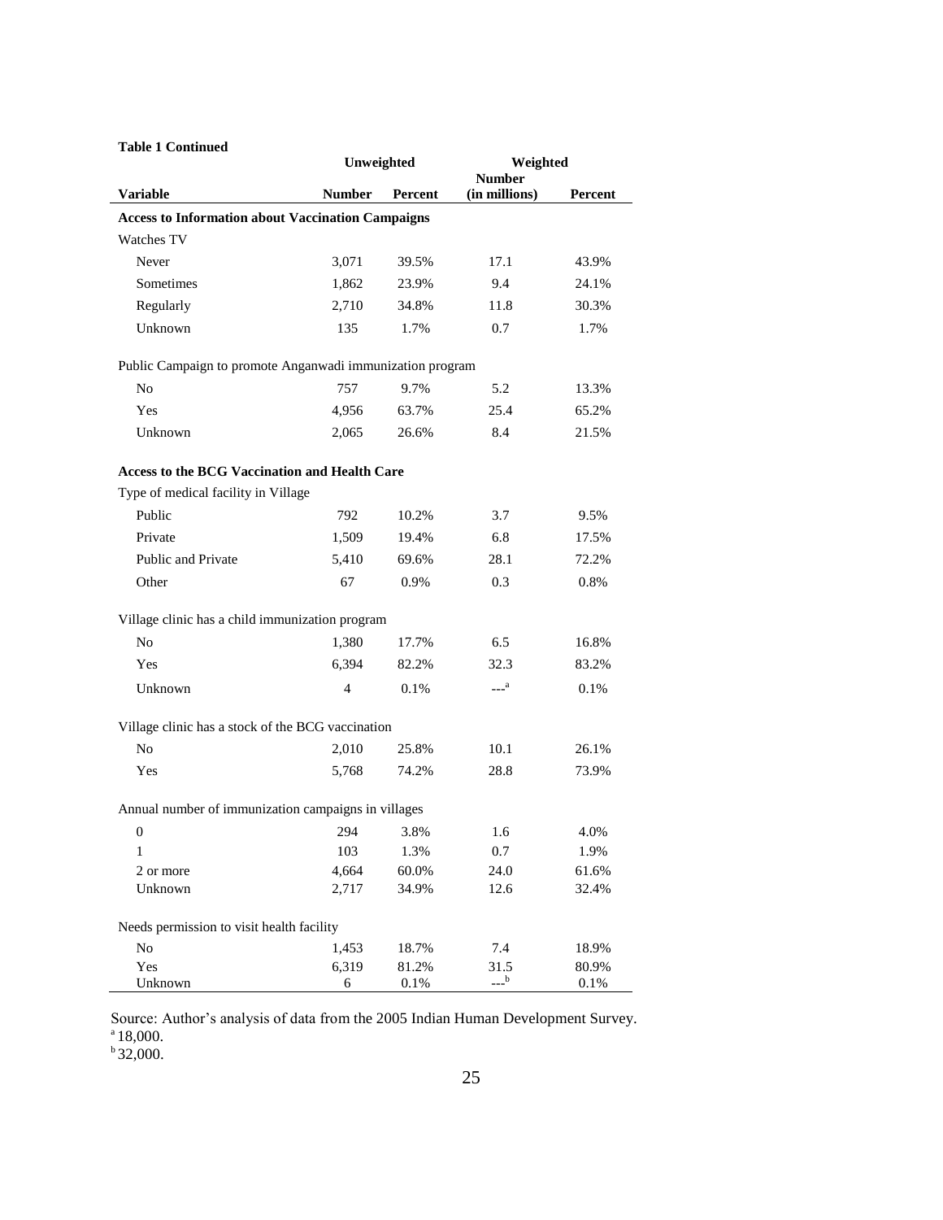**Table 1 Continued**

| Variable | Unweighted Number | Unweighted Percent | Weighted Number (in millions) | Weighted Percent |
|---|---|---|---|---|
| **Access to Information about Vaccination Campaigns** | | | | |
| Watches TV | | | | |
| Never | 3,071 | 39.5% | 17.1 | 43.9% |
| Sometimes | 1,862 | 23.9% | 9.4 | 24.1% |
| Regularly | 2,710 | 34.8% | 11.8 | 30.3% |
| Unknown | 135 | 1.7% | 0.7 | 1.7% |
| Public Campaign to promote Anganwadi immunization program | | | | |
| No | 757 | 9.7% | 5.2 | 13.3% |
| Yes | 4,956 | 63.7% | 25.4 | 65.2% |
| Unknown | 2,065 | 26.6% | 8.4 | 21.5% |
| **Access to the BCG Vaccination and Health Care** | | | | |
| Type of medical facility in Village | | | | |
| Public | 792 | 10.2% | 3.7 | 9.5% |
| Private | 1,509 | 19.4% | 6.8 | 17.5% |
| Public and Private | 5,410 | 69.6% | 28.1 | 72.2% |
| Other | 67 | 0.9% | 0.3 | 0.8% |
| Village clinic has a child immunization program | | | | |
| No | 1,380 | 17.7% | 6.5 | 16.8% |
| Yes | 6,394 | 82.2% | 32.3 | 83.2% |
| Unknown | 4 | 0.1% | ---[a] | 0.1% |
| Village clinic has a stock of the BCG vaccination | | | | |
| No | 2,010 | 25.8% | 10.1 | 26.1% |
| Yes | 5,768 | 74.2% | 28.8 | 73.9% |
| Annual number of immunization campaigns in villages | | | | |
| 0 | 294 | 3.8% | 1.6 | 4.0% |
| 1 | 103 | 1.3% | 0.7 | 1.9% |
| 2 or more | 4,664 | 60.0% | 24.0 | 61.6% |
| Unknown | 2,717 | 34.9% | 12.6 | 32.4% |
| Needs permission to visit health facility | | | | |
| No | 1,453 | 18.7% | 7.4 | 18.9% |
| Yes | 6,319 | 81.2% | 31.5 | 80.9% |
| Unknown | 6 | 0.1% | ---[b] | 0.1% |

Source: Author's analysis of data from the 2005 Indian Human Development Survey.
[a] 18,000.
[b] 32,000.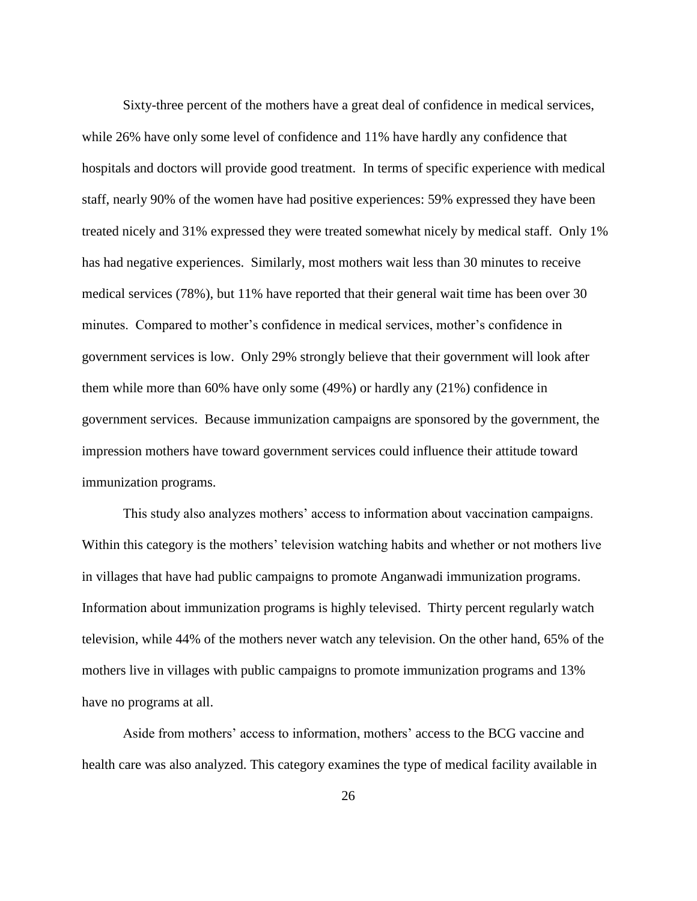Sixty-three percent of the mothers have a great deal of confidence in medical services, while 26% have only some level of confidence and 11% have hardly any confidence that hospitals and doctors will provide good treatment. In terms of specific experience with medical staff, nearly 90% of the women have had positive experiences: 59% expressed they have been treated nicely and 31% expressed they were treated somewhat nicely by medical staff. Only 1% has had negative experiences. Similarly, most mothers wait less than 30 minutes to receive medical services (78%), but 11% have reported that their general wait time has been over 30 minutes. Compared to mother's confidence in medical services, mother's confidence in government services is low. Only 29% strongly believe that their government will look after them while more than 60% have only some (49%) or hardly any (21%) confidence in government services. Because immunization campaigns are sponsored by the government, the impression mothers have toward government services could influence their attitude toward immunization programs.

This study also analyzes mothers' access to information about vaccination campaigns. Within this category is the mothers' television watching habits and whether or not mothers live in villages that have had public campaigns to promote Anganwadi immunization programs. Information about immunization programs is highly televised. Thirty percent regularly watch television, while 44% of the mothers never watch any television. On the other hand, 65% of the mothers live in villages with public campaigns to promote immunization programs and 13% have no programs at all.

Aside from mothers' access to information, mothers' access to the BCG vaccine and health care was also analyzed. This category examines the type of medical facility available in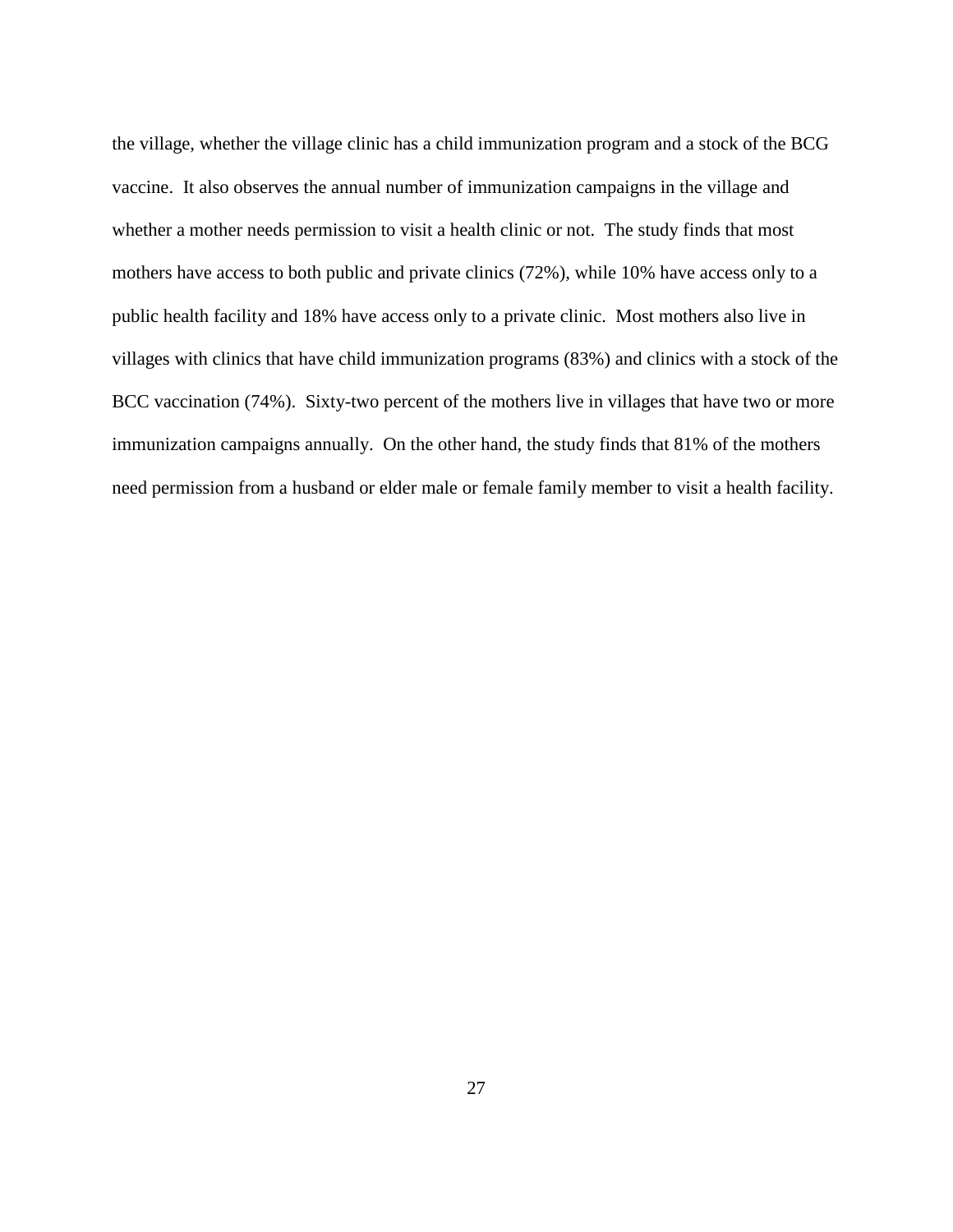the village, whether the village clinic has a child immunization program and a stock of the BCG vaccine. It also observes the annual number of immunization campaigns in the village and whether a mother needs permission to visit a health clinic or not. The study finds that most mothers have access to both public and private clinics (72%), while 10% have access only to a public health facility and 18% have access only to a private clinic. Most mothers also live in villages with clinics that have child immunization programs (83%) and clinics with a stock of the BCC vaccination (74%). Sixty-two percent of the mothers live in villages that have two or more immunization campaigns annually. On the other hand, the study finds that 81% of the mothers need permission from a husband or elder male or female family member to visit a health facility.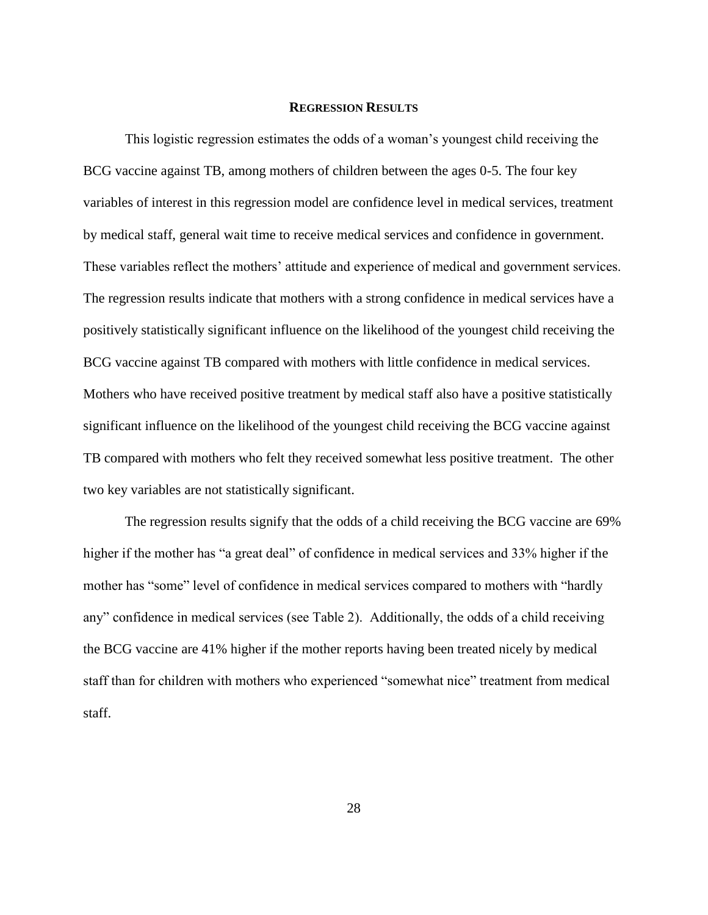## Regression Results

This logistic regression estimates the odds of a woman's youngest child receiving the BCG vaccine against TB, among mothers of children between the ages 0-5. The four key variables of interest in this regression model are confidence level in medical services, treatment by medical staff, general wait time to receive medical services and confidence in government. These variables reflect the mothers' attitude and experience of medical and government services. The regression results indicate that mothers with a strong confidence in medical services have a positively statistically significant influence on the likelihood of the youngest child receiving the BCG vaccine against TB compared with mothers with little confidence in medical services. Mothers who have received positive treatment by medical staff also have a positive statistically significant influence on the likelihood of the youngest child receiving the BCG vaccine against TB compared with mothers who felt they received somewhat less positive treatment. The other two key variables are not statistically significant.

The regression results signify that the odds of a child receiving the BCG vaccine are 69% higher if the mother has "a great deal" of confidence in medical services and 33% higher if the mother has "some" level of confidence in medical services compared to mothers with "hardly any" confidence in medical services (see Table 2). Additionally, the odds of a child receiving the BCG vaccine are 41% higher if the mother reports having been treated nicely by medical staff than for children with mothers who experienced "somewhat nice" treatment from medical staff.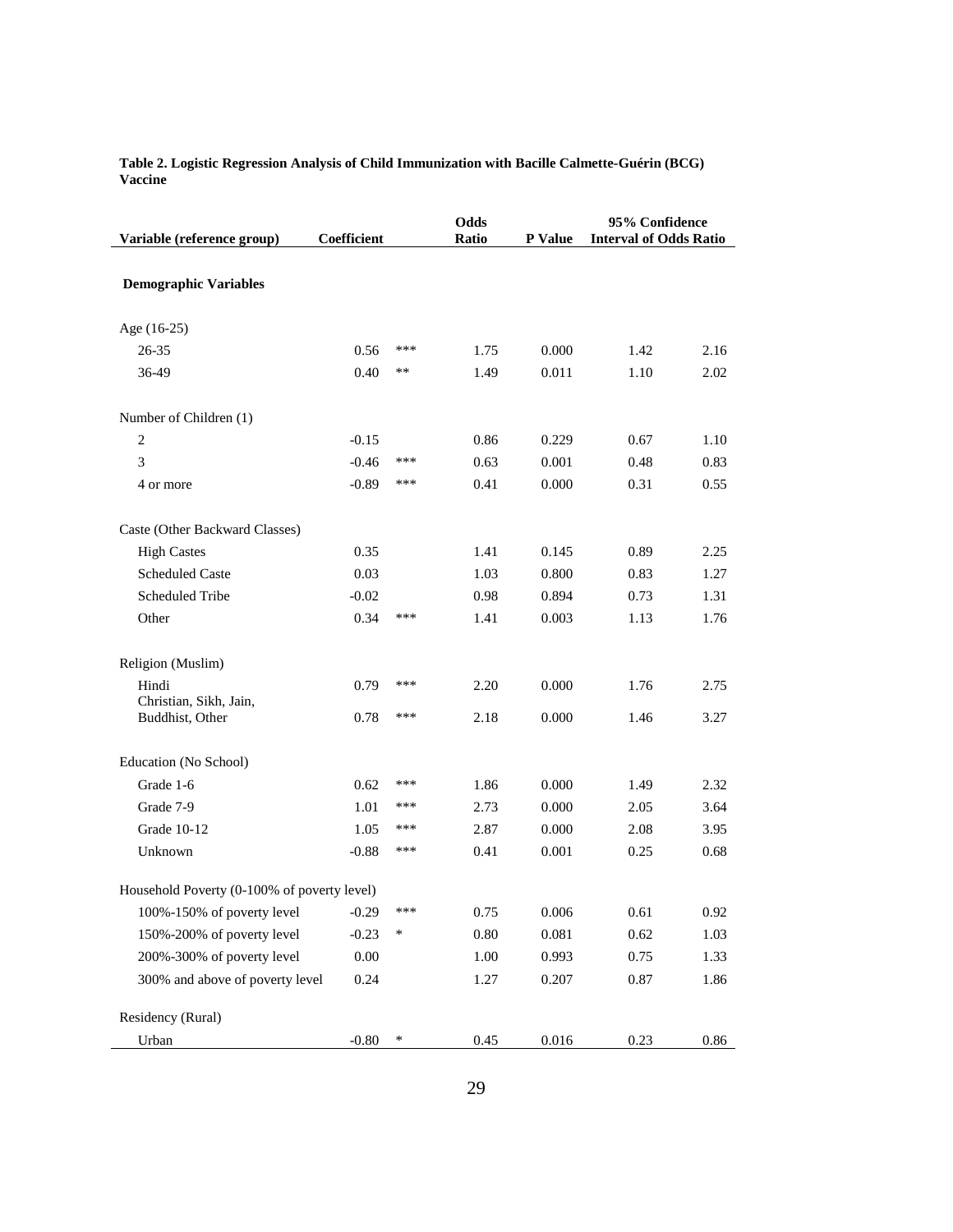**Table 2. Logistic Regression Analysis of Child Immunization with Bacille Calmette-Guérin (BCG) Vaccine**

| Variable (reference group) | Coefficient | | Odds Ratio | P Value | 95% Confidence Interval of Odds Ratio | |
|---|---|---|---|---|---|---|
| **Demographic Variables** | | | | | | |
| Age (16-25) | | | | | | |
| 26-35 | 0.56 | *** | 1.75 | 0.000 | 1.42 | 2.16 |
| 36-49 | 0.40 | ** | 1.49 | 0.011 | 1.10 | 2.02 |
| Number of Children (1) | | | | | | |
| 2 | -0.15 | | 0.86 | 0.229 | 0.67 | 1.10 |
| 3 | -0.46 | *** | 0.63 | 0.001 | 0.48 | 0.83 |
| 4 or more | -0.89 | *** | 0.41 | 0.000 | 0.31 | 0.55 |
| Caste (Other Backward Classes) | | | | | | |
| High Castes | 0.35 | | 1.41 | 0.145 | 0.89 | 2.25 |
| Scheduled Caste | 0.03 | | 1.03 | 0.800 | 0.83 | 1.27 |
| Scheduled Tribe | -0.02 | | 0.98 | 0.894 | 0.73 | 1.31 |
| Other | 0.34 | *** | 1.41 | 0.003 | 1.13 | 1.76 |
| Religion (Muslim) | | | | | | |
| Hindi | 0.79 | *** | 2.20 | 0.000 | 1.76 | 2.75 |
| Christian, Sikh, Jain, Buddhist, Other | 0.78 | *** | 2.18 | 0.000 | 1.46 | 3.27 |
| Education (No School) | | | | | | |
| Grade 1-6 | 0.62 | *** | 1.86 | 0.000 | 1.49 | 2.32 |
| Grade 7-9 | 1.01 | *** | 2.73 | 0.000 | 2.05 | 3.64 |
| Grade 10-12 | 1.05 | *** | 2.87 | 0.000 | 2.08 | 3.95 |
| Unknown | -0.88 | *** | 0.41 | 0.001 | 0.25 | 0.68 |
| Household Poverty (0-100% of poverty level) | | | | | | |
| 100%-150% of poverty level | -0.29 | *** | 0.75 | 0.006 | 0.61 | 0.92 |
| 150%-200% of poverty level | -0.23 | * | 0.80 | 0.081 | 0.62 | 1.03 |
| 200%-300% of poverty level | 0.00 | | 1.00 | 0.993 | 0.75 | 1.33 |
| 300% and above of poverty level | 0.24 | | 1.27 | 0.207 | 0.87 | 1.86 |
| Residency (Rural) | | | | | | |
| Urban | -0.80 | * | 0.45 | 0.016 | 0.23 | 0.86 |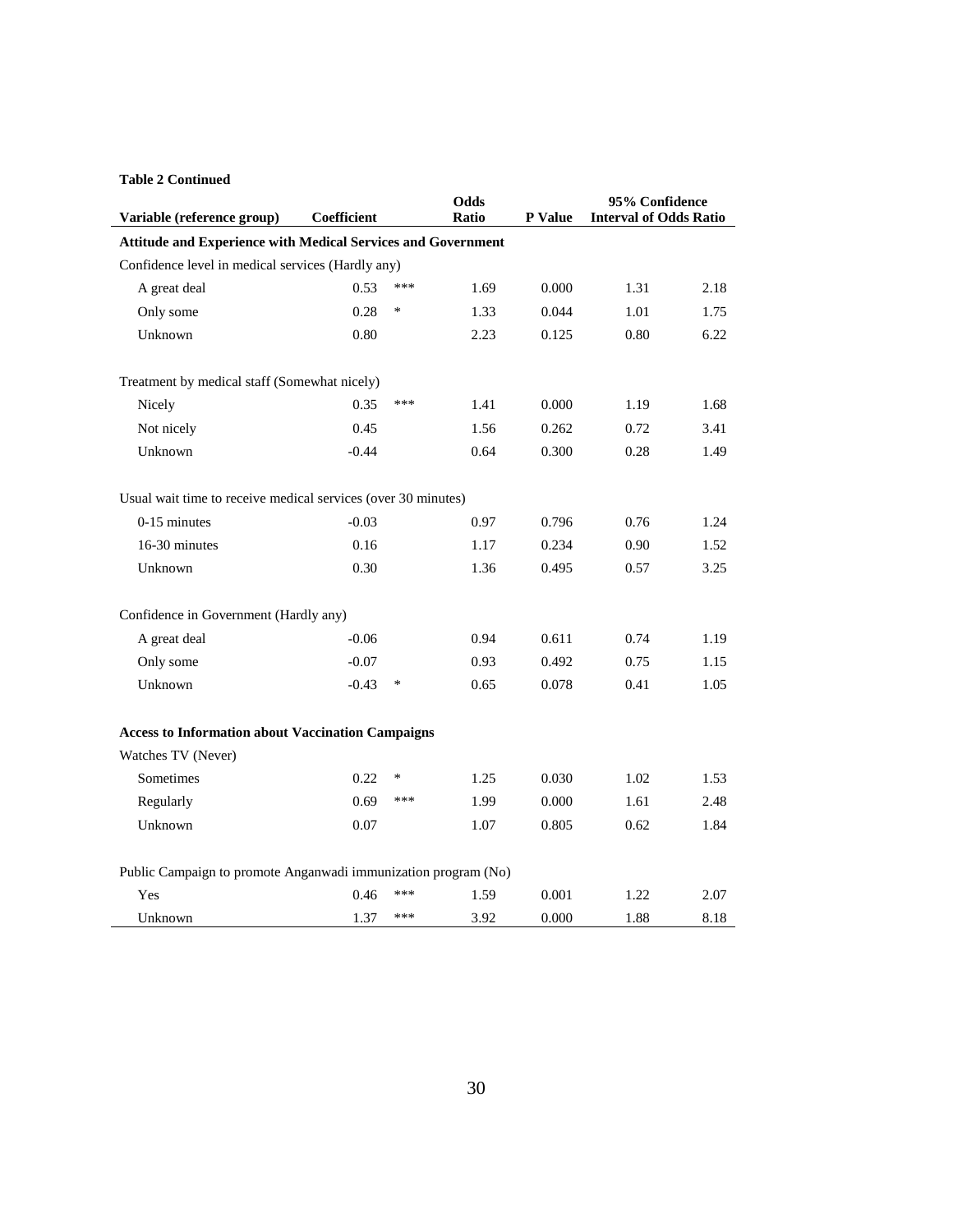**Table 2 Continued**

| Variable (reference group) | Coefficient | | Odds Ratio | P Value | 95% Confidence Interval of Odds Ratio | |
|---|---|---|---|---|---|---|
| **Attitude and Experience with Medical Services and Government** | | | | | | |
| Confidence level in medical services (Hardly any) | | | | | | |
| A great deal | 0.53 | *** | 1.69 | 0.000 | 1.31 | 2.18 |
| Only some | 0.28 | * | 1.33 | 0.044 | 1.01 | 1.75 |
| Unknown | 0.80 | | 2.23 | 0.125 | 0.80 | 6.22 |
| Treatment by medical staff (Somewhat nicely) | | | | | | |
| Nicely | 0.35 | *** | 1.41 | 0.000 | 1.19 | 1.68 |
| Not nicely | 0.45 | | 1.56 | 0.262 | 0.72 | 3.41 |
| Unknown | -0.44 | | 0.64 | 0.300 | 0.28 | 1.49 |
| Usual wait time to receive medical services (over 30 minutes) | | | | | | |
| 0-15 minutes | -0.03 | | 0.97 | 0.796 | 0.76 | 1.24 |
| 16-30 minutes | 0.16 | | 1.17 | 0.234 | 0.90 | 1.52 |
| Unknown | 0.30 | | 1.36 | 0.495 | 0.57 | 3.25 |
| Confidence in Government (Hardly any) | | | | | | |
| A great deal | -0.06 | | 0.94 | 0.611 | 0.74 | 1.19 |
| Only some | -0.07 | | 0.93 | 0.492 | 0.75 | 1.15 |
| Unknown | -0.43 | * | 0.65 | 0.078 | 0.41 | 1.05 |
| **Access to Information about Vaccination Campaigns** | | | | | | |
| Watches TV (Never) | | | | | | |
| Sometimes | 0.22 | * | 1.25 | 0.030 | 1.02 | 1.53 |
| Regularly | 0.69 | *** | 1.99 | 0.000 | 1.61 | 2.48 |
| Unknown | 0.07 | | 1.07 | 0.805 | 0.62 | 1.84 |
| Public Campaign to promote Anganwadi immunization program (No) | | | | | | |
| Yes | 0.46 | *** | 1.59 | 0.001 | 1.22 | 2.07 |
| Unknown | 1.37 | *** | 3.92 | 0.000 | 1.88 | 8.18 |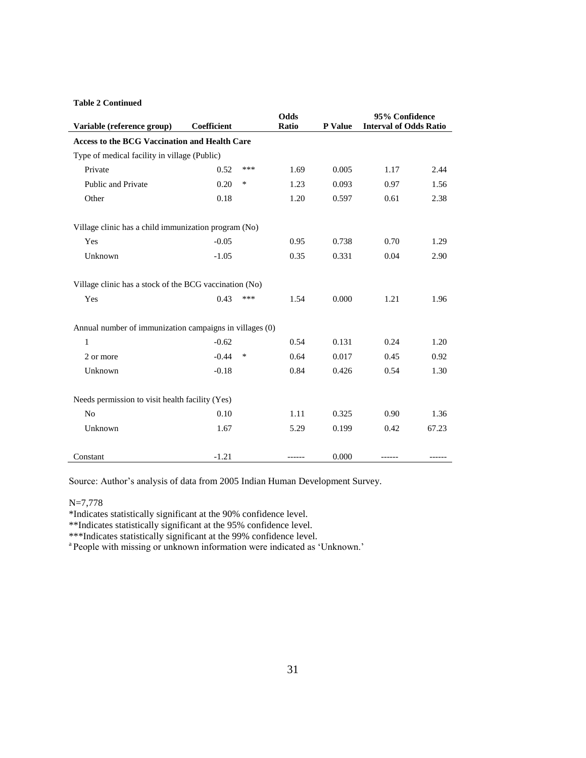**Table 2 Continued**

| Variable (reference group) | Coefficient | | Odds Ratio | P Value | 95% Confidence Interval of Odds Ratio | |
|---|---|---|---|---|---|---|
| **Access to the BCG Vaccination and Health Care** | | | | | | |
| Type of medical facility in village (Public) | | | | | | |
| Private | 0.52 | *** | 1.69 | 0.005 | 1.17 | 2.44 |
| Public and Private | 0.20 | * | 1.23 | 0.093 | 0.97 | 1.56 |
| Other | 0.18 | | 1.20 | 0.597 | 0.61 | 2.38 |
| Village clinic has a child immunization program (No) | | | | | | |
| Yes | -0.05 | | 0.95 | 0.738 | 0.70 | 1.29 |
| Unknown | -1.05 | | 0.35 | 0.331 | 0.04 | 2.90 |
| Village clinic has a stock of the BCG vaccination (No) | | | | | | |
| Yes | 0.43 | *** | 1.54 | 0.000 | 1.21 | 1.96 |
| Annual number of immunization campaigns in villages (0) | | | | | | |
| 1 | -0.62 | | 0.54 | 0.131 | 0.24 | 1.20 |
| 2 or more | -0.44 | * | 0.64 | 0.017 | 0.45 | 0.92 |
| Unknown | -0.18 | | 0.84 | 0.426 | 0.54 | 1.30 |
| Needs permission to visit health facility (Yes) | | | | | | |
| No | 0.10 | | 1.11 | 0.325 | 0.90 | 1.36 |
| Unknown | 1.67 | | 5.29 | 0.199 | 0.42 | 67.23 |
| Constant | -1.21 | | ------ | 0.000 | ------ | ------ |

Source: Author's analysis of data from 2005 Indian Human Development Survey.

N=7,778

*Indicates statistically significant at the 90% confidence level.

**Indicates statistically significant at the 95% confidence level.

***Indicates statistically significant at the 99% confidence level.

[a] People with missing or unknown information were indicated as 'Unknown.'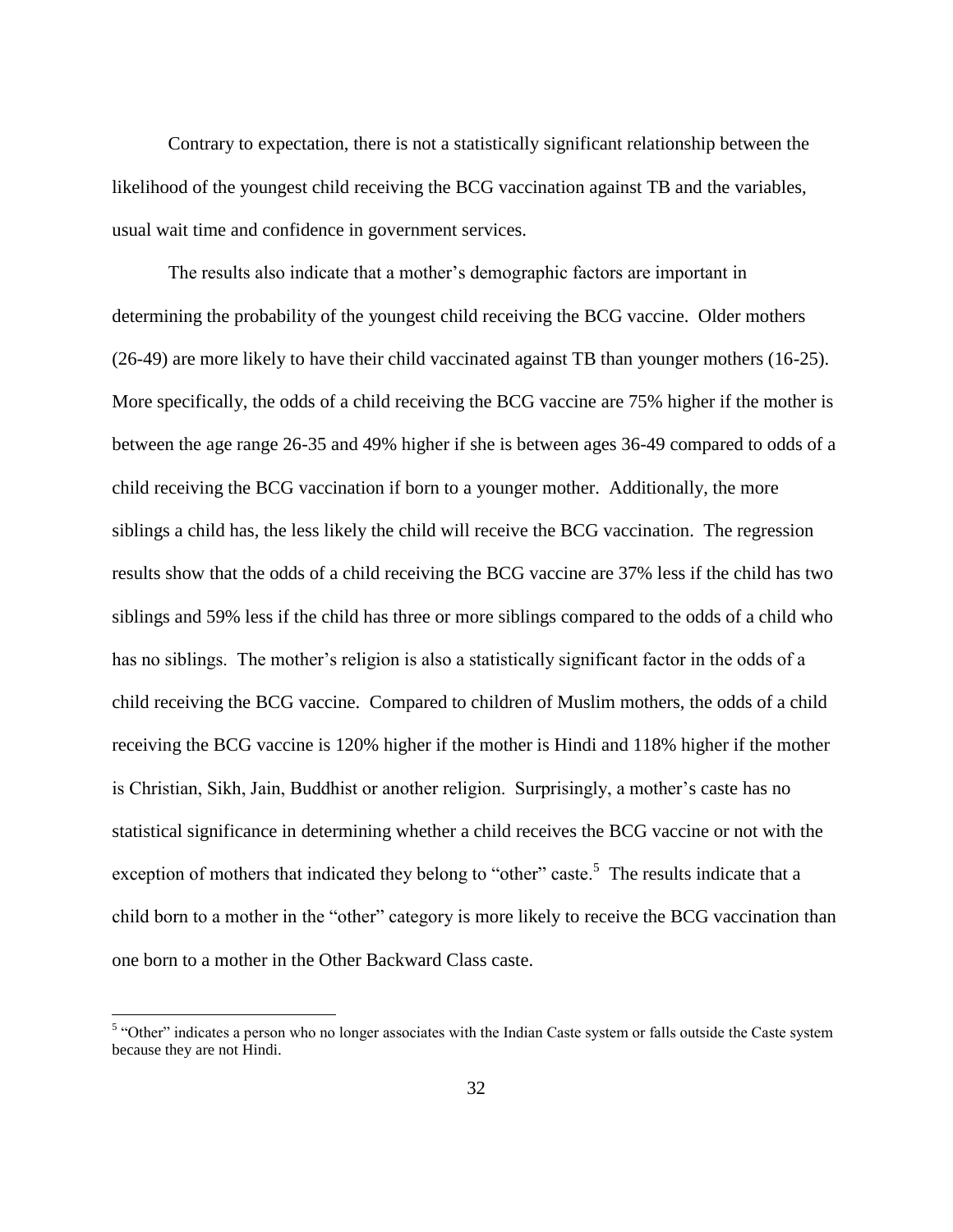Contrary to expectation, there is not a statistically significant relationship between the likelihood of the youngest child receiving the BCG vaccination against TB and the variables, usual wait time and confidence in government services.

The results also indicate that a mother's demographic factors are important in determining the probability of the youngest child receiving the BCG vaccine. Older mothers (26-49) are more likely to have their child vaccinated against TB than younger mothers (16-25). More specifically, the odds of a child receiving the BCG vaccine are 75% higher if the mother is between the age range 26-35 and 49% higher if she is between ages 36-49 compared to odds of a child receiving the BCG vaccination if born to a younger mother. Additionally, the more siblings a child has, the less likely the child will receive the BCG vaccination. The regression results show that the odds of a child receiving the BCG vaccine are 37% less if the child has two siblings and 59% less if the child has three or more siblings compared to the odds of a child who has no siblings. The mother's religion is also a statistically significant factor in the odds of a child receiving the BCG vaccine. Compared to children of Muslim mothers, the odds of a child receiving the BCG vaccine is 120% higher if the mother is Hindi and 118% higher if the mother is Christian, Sikh, Jain, Buddhist or another religion. Surprisingly, a mother's caste has no statistical significance in determining whether a child receives the BCG vaccine or not with the exception of mothers that indicated they belong to "other" caste.[5] The results indicate that a child born to a mother in the "other" category is more likely to receive the BCG vaccination than one born to a mother in the Other Backward Class caste.

---

[5] "Other" indicates a person who no longer associates with the Indian Caste system or falls outside the Caste system because they are not Hindi.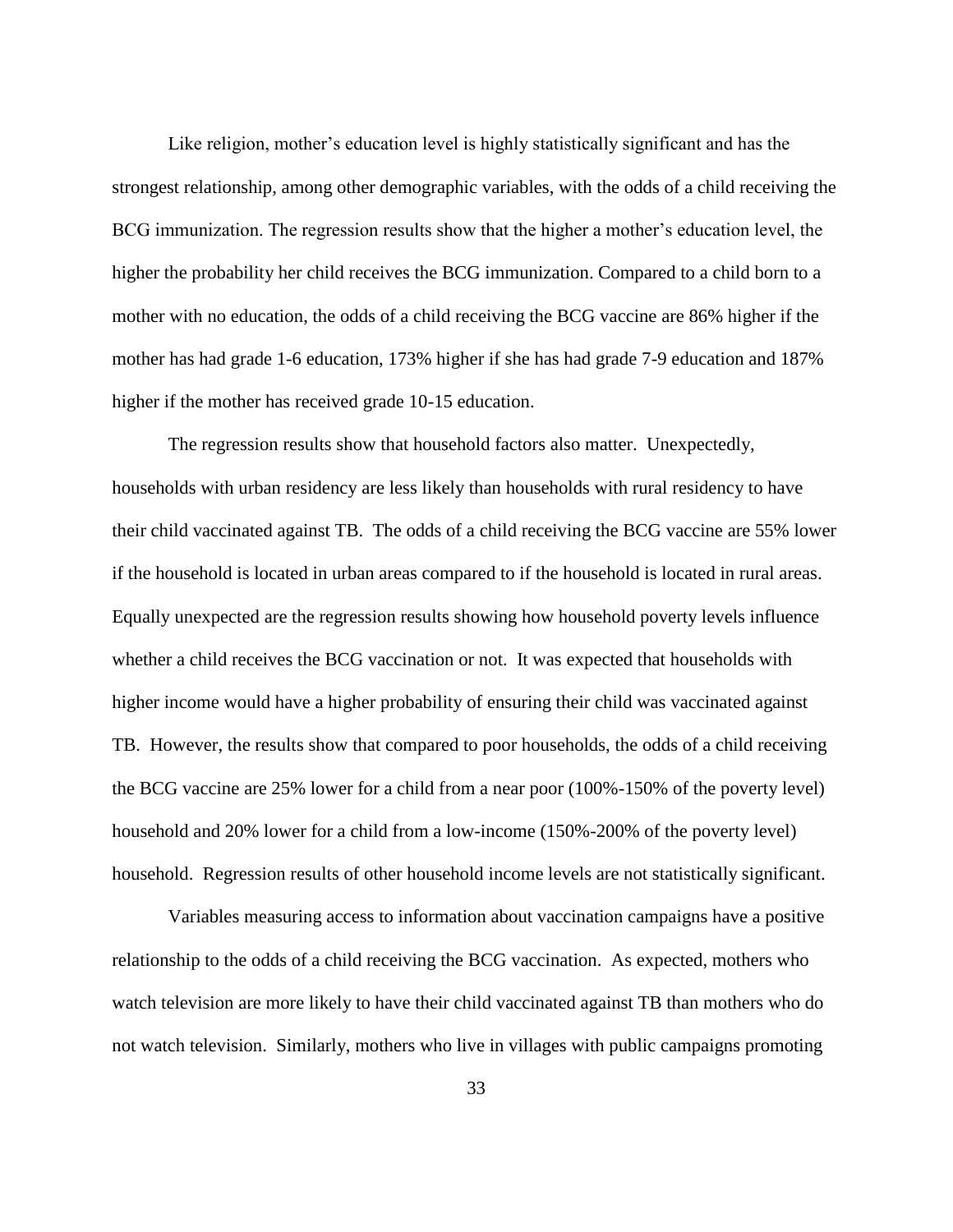Like religion, mother's education level is highly statistically significant and has the strongest relationship, among other demographic variables, with the odds of a child receiving the BCG immunization. The regression results show that the higher a mother's education level, the higher the probability her child receives the BCG immunization. Compared to a child born to a mother with no education, the odds of a child receiving the BCG vaccine are 86% higher if the mother has had grade 1-6 education, 173% higher if she has had grade 7-9 education and 187% higher if the mother has received grade 10-15 education.

The regression results show that household factors also matter. Unexpectedly, households with urban residency are less likely than households with rural residency to have their child vaccinated against TB. The odds of a child receiving the BCG vaccine are 55% lower if the household is located in urban areas compared to if the household is located in rural areas. Equally unexpected are the regression results showing how household poverty levels influence whether a child receives the BCG vaccination or not. It was expected that households with higher income would have a higher probability of ensuring their child was vaccinated against TB. However, the results show that compared to poor households, the odds of a child receiving the BCG vaccine are 25% lower for a child from a near poor (100%-150% of the poverty level) household and 20% lower for a child from a low-income (150%-200% of the poverty level) household. Regression results of other household income levels are not statistically significant.

Variables measuring access to information about vaccination campaigns have a positive relationship to the odds of a child receiving the BCG vaccination. As expected, mothers who watch television are more likely to have their child vaccinated against TB than mothers who do not watch television. Similarly, mothers who live in villages with public campaigns promoting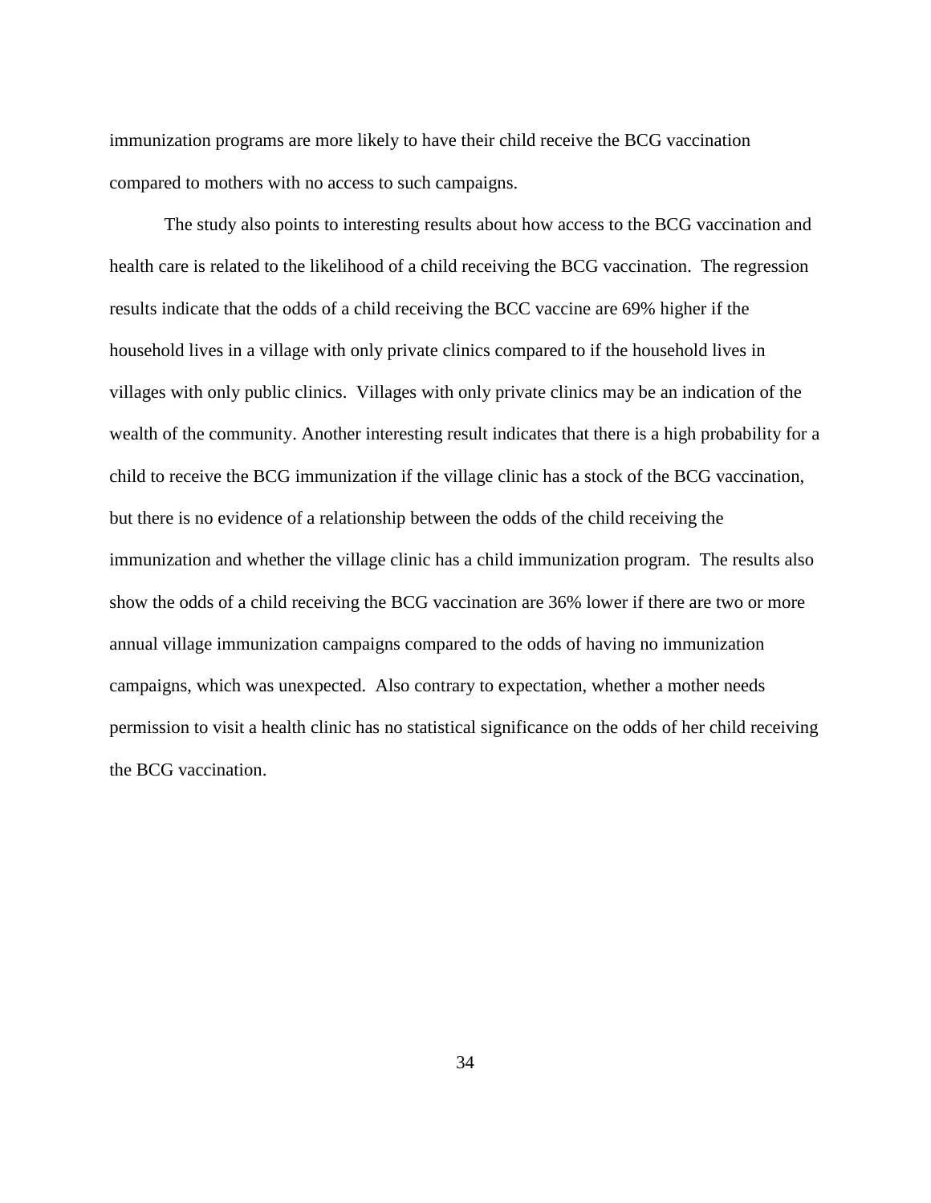immunization programs are more likely to have their child receive the BCG vaccination compared to mothers with no access to such campaigns.

The study also points to interesting results about how access to the BCG vaccination and health care is related to the likelihood of a child receiving the BCG vaccination. The regression results indicate that the odds of a child receiving the BCC vaccine are 69% higher if the household lives in a village with only private clinics compared to if the household lives in villages with only public clinics. Villages with only private clinics may be an indication of the wealth of the community. Another interesting result indicates that there is a high probability for a child to receive the BCG immunization if the village clinic has a stock of the BCG vaccination, but there is no evidence of a relationship between the odds of the child receiving the immunization and whether the village clinic has a child immunization program. The results also show the odds of a child receiving the BCG vaccination are 36% lower if there are two or more annual village immunization campaigns compared to the odds of having no immunization campaigns, which was unexpected. Also contrary to expectation, whether a mother needs permission to visit a health clinic has no statistical significance on the odds of her child receiving the BCG vaccination.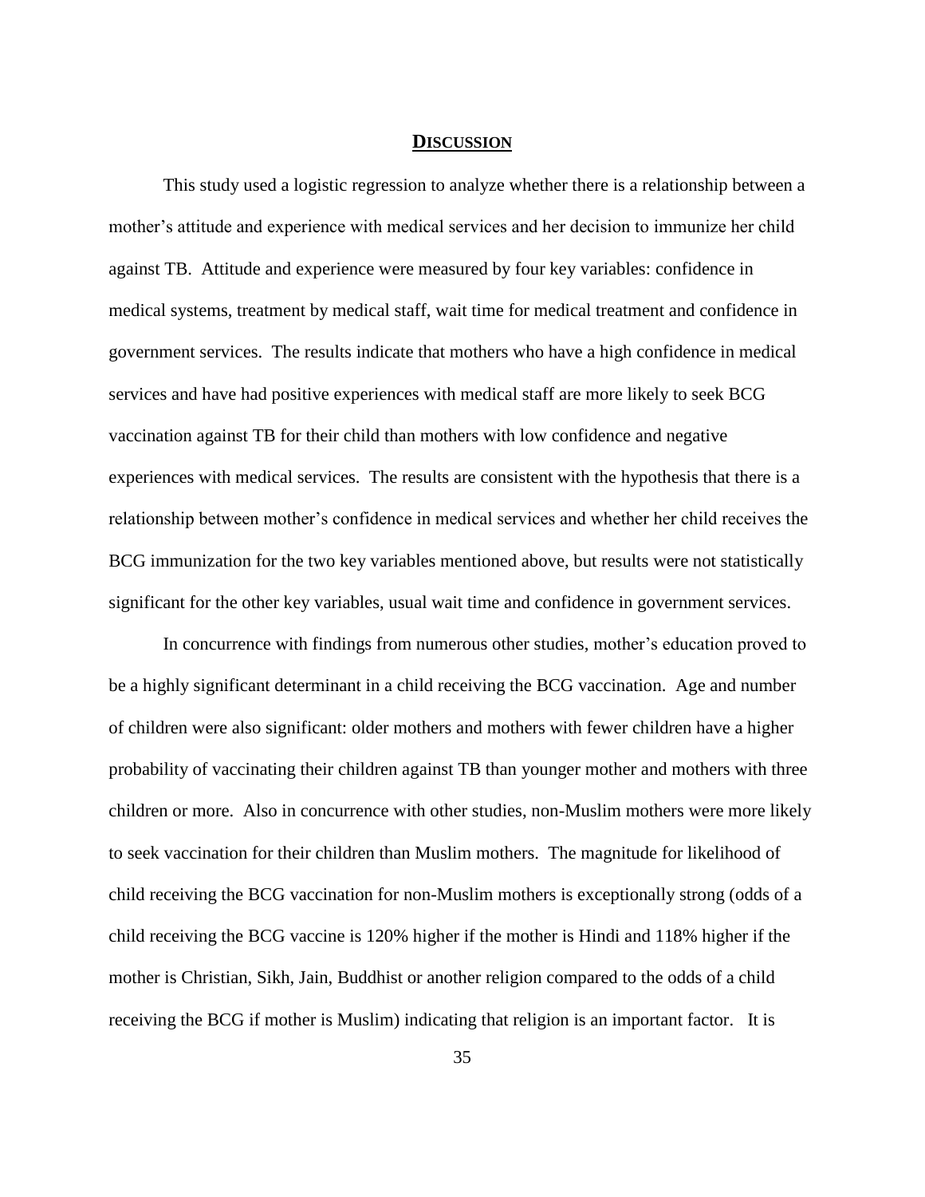# DISCUSSION

This study used a logistic regression to analyze whether there is a relationship between a mother's attitude and experience with medical services and her decision to immunize her child against TB. Attitude and experience were measured by four key variables: confidence in medical systems, treatment by medical staff, wait time for medical treatment and confidence in government services. The results indicate that mothers who have a high confidence in medical services and have had positive experiences with medical staff are more likely to seek BCG vaccination against TB for their child than mothers with low confidence and negative experiences with medical services. The results are consistent with the hypothesis that there is a relationship between mother's confidence in medical services and whether her child receives the BCG immunization for the two key variables mentioned above, but results were not statistically significant for the other key variables, usual wait time and confidence in government services.

In concurrence with findings from numerous other studies, mother's education proved to be a highly significant determinant in a child receiving the BCG vaccination. Age and number of children were also significant: older mothers and mothers with fewer children have a higher probability of vaccinating their children against TB than younger mother and mothers with three children or more. Also in concurrence with other studies, non-Muslim mothers were more likely to seek vaccination for their children than Muslim mothers. The magnitude for likelihood of child receiving the BCG vaccination for non-Muslim mothers is exceptionally strong (odds of a child receiving the BCG vaccine is 120% higher if the mother is Hindi and 118% higher if the mother is Christian, Sikh, Jain, Buddhist or another religion compared to the odds of a child receiving the BCG if mother is Muslim) indicating that religion is an important factor. It is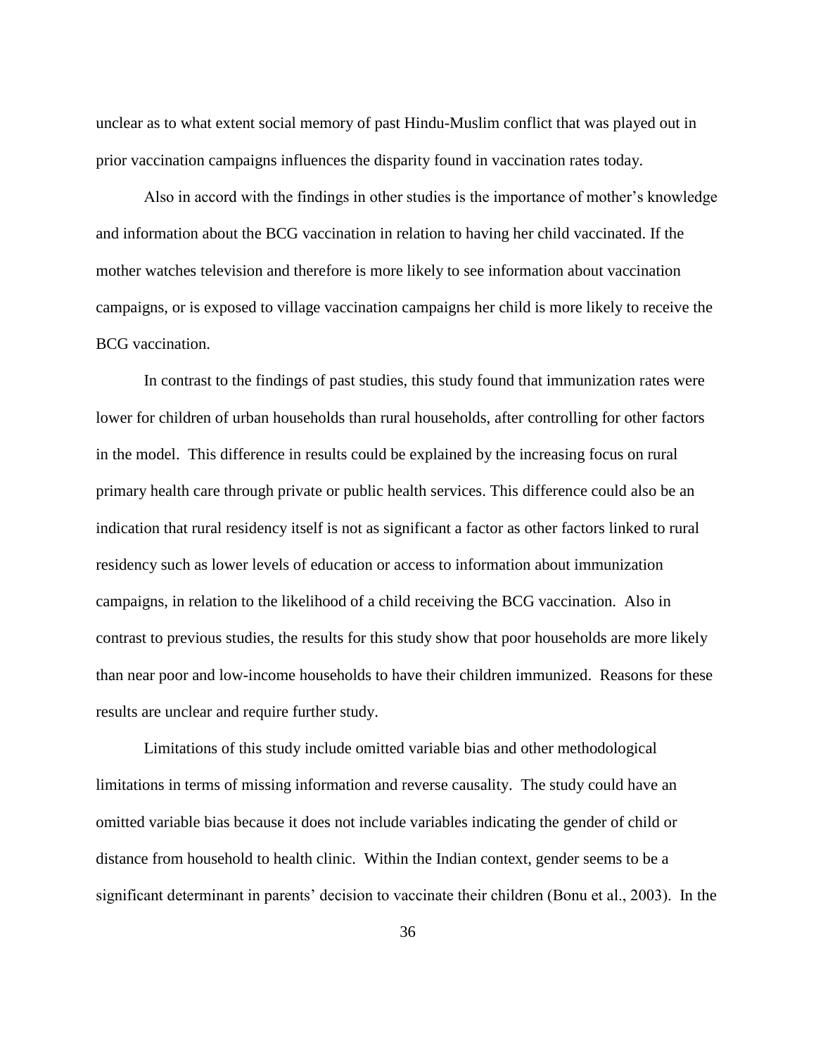unclear as to what extent social memory of past Hindu-Muslim conflict that was played out in prior vaccination campaigns influences the disparity found in vaccination rates today.

Also in accord with the findings in other studies is the importance of mother's knowledge and information about the BCG vaccination in relation to having her child vaccinated. If the mother watches television and therefore is more likely to see information about vaccination campaigns, or is exposed to village vaccination campaigns her child is more likely to receive the BCG vaccination.

In contrast to the findings of past studies, this study found that immunization rates were lower for children of urban households than rural households, after controlling for other factors in the model. This difference in results could be explained by the increasing focus on rural primary health care through private or public health services. This difference could also be an indication that rural residency itself is not as significant a factor as other factors linked to rural residency such as lower levels of education or access to information about immunization campaigns, in relation to the likelihood of a child receiving the BCG vaccination. Also in contrast to previous studies, the results for this study show that poor households are more likely than near poor and low-income households to have their children immunized. Reasons for these results are unclear and require further study.

Limitations of this study include omitted variable bias and other methodological limitations in terms of missing information and reverse causality. The study could have an omitted variable bias because it does not include variables indicating the gender of child or distance from household to health clinic. Within the Indian context, gender seems to be a significant determinant in parents' decision to vaccinate their children (Bonu et al., 2003). In the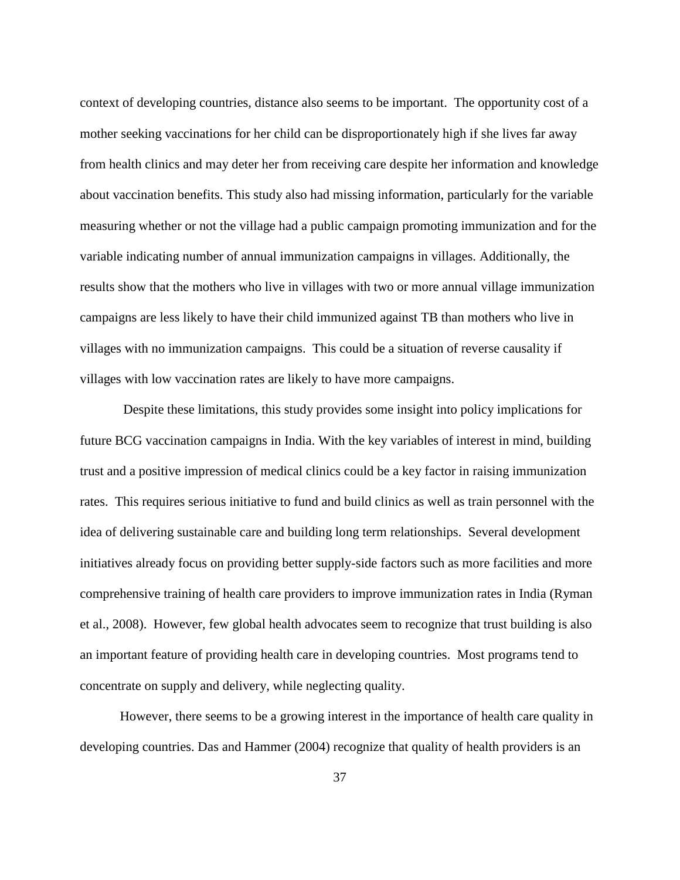context of developing countries, distance also seems to be important. The opportunity cost of a mother seeking vaccinations for her child can be disproportionately high if she lives far away from health clinics and may deter her from receiving care despite her information and knowledge about vaccination benefits. This study also had missing information, particularly for the variable measuring whether or not the village had a public campaign promoting immunization and for the variable indicating number of annual immunization campaigns in villages. Additionally, the results show that the mothers who live in villages with two or more annual village immunization campaigns are less likely to have their child immunized against TB than mothers who live in villages with no immunization campaigns. This could be a situation of reverse causality if villages with low vaccination rates are likely to have more campaigns.

Despite these limitations, this study provides some insight into policy implications for future BCG vaccination campaigns in India. With the key variables of interest in mind, building trust and a positive impression of medical clinics could be a key factor in raising immunization rates. This requires serious initiative to fund and build clinics as well as train personnel with the idea of delivering sustainable care and building long term relationships. Several development initiatives already focus on providing better supply-side factors such as more facilities and more comprehensive training of health care providers to improve immunization rates in India (Ryman et al., 2008). However, few global health advocates seem to recognize that trust building is also an important feature of providing health care in developing countries. Most programs tend to concentrate on supply and delivery, while neglecting quality.

However, there seems to be a growing interest in the importance of health care quality in developing countries. Das and Hammer (2004) recognize that quality of health providers is an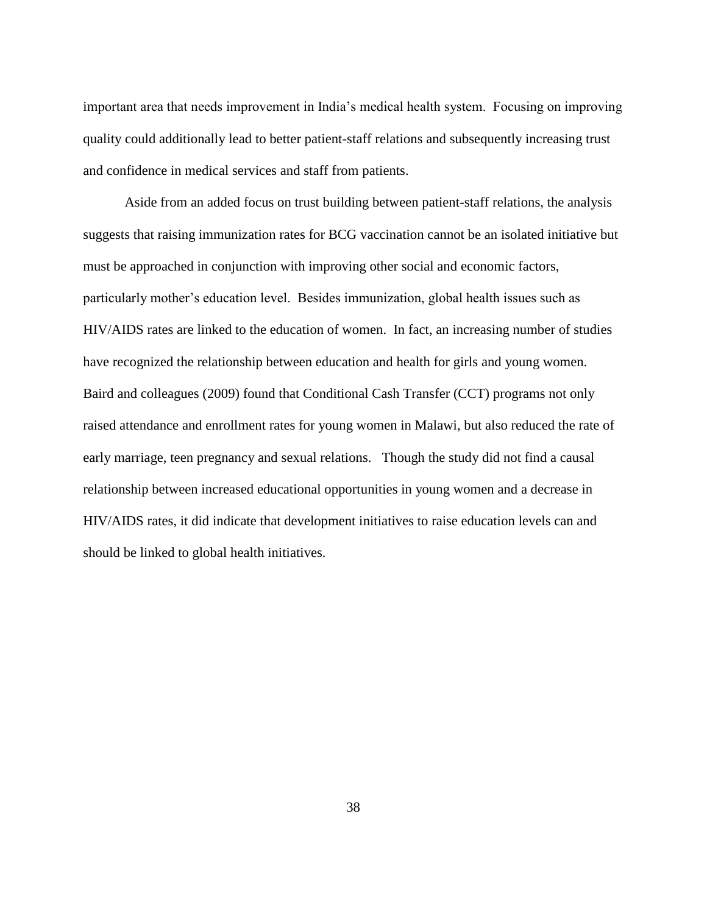important area that needs improvement in India's medical health system. Focusing on improving quality could additionally lead to better patient-staff relations and subsequently increasing trust and confidence in medical services and staff from patients.

Aside from an added focus on trust building between patient-staff relations, the analysis suggests that raising immunization rates for BCG vaccination cannot be an isolated initiative but must be approached in conjunction with improving other social and economic factors, particularly mother's education level. Besides immunization, global health issues such as HIV/AIDS rates are linked to the education of women. In fact, an increasing number of studies have recognized the relationship between education and health for girls and young women. Baird and colleagues (2009) found that Conditional Cash Transfer (CCT) programs not only raised attendance and enrollment rates for young women in Malawi, but also reduced the rate of early marriage, teen pregnancy and sexual relations. Though the study did not find a causal relationship between increased educational opportunities in young women and a decrease in HIV/AIDS rates, it did indicate that development initiatives to raise education levels can and should be linked to global health initiatives.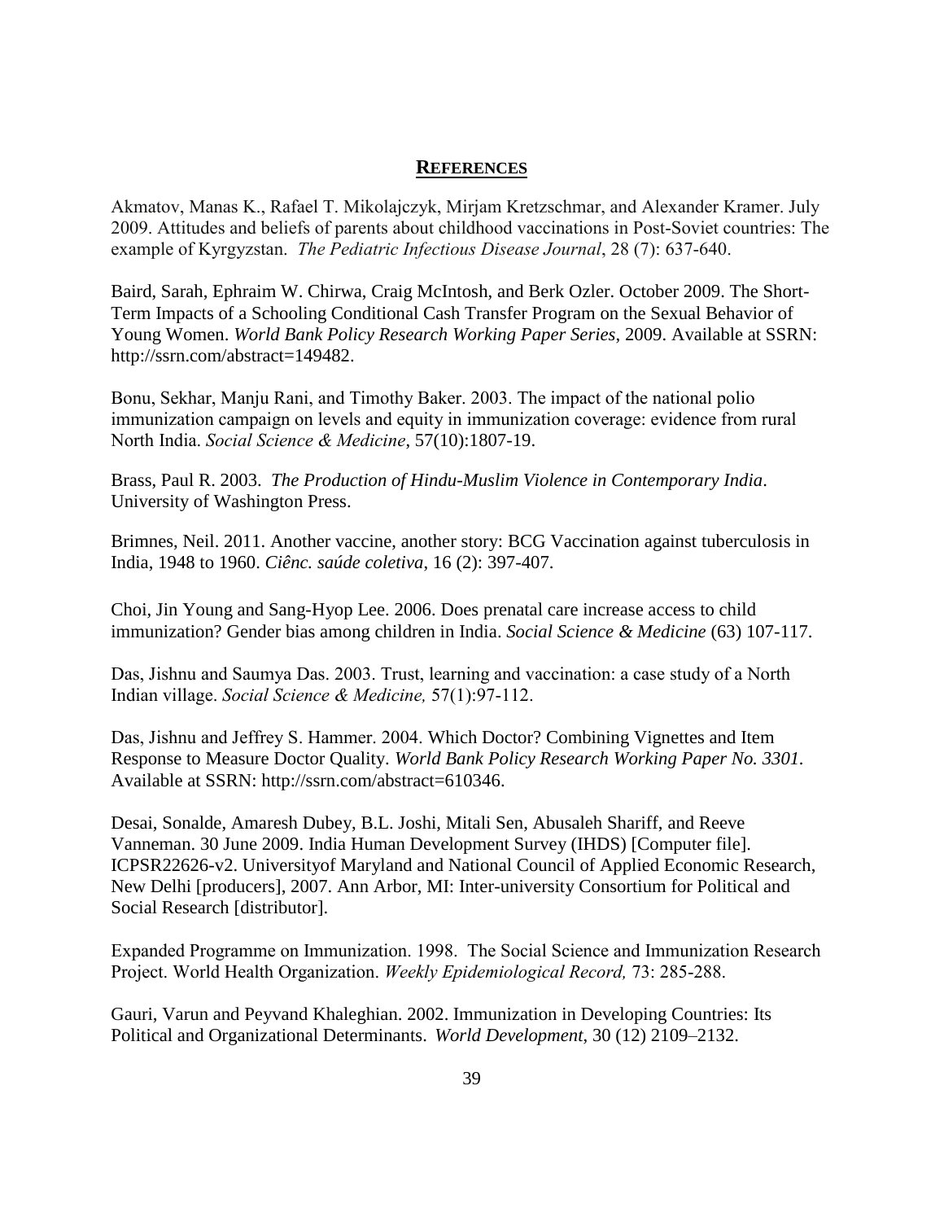## REFERENCES

Akmatov, Manas K., Rafael T. Mikolajczyk, Mirjam Kretzschmar, and Alexander Kramer. July 2009. Attitudes and beliefs of parents about childhood vaccinations in Post-Soviet countries: The example of Kyrgyzstan. *The Pediatric Infectious Disease Journal*, 28 (7): 637-640.

Baird, Sarah, Ephraim W. Chirwa, Craig McIntosh, and Berk Ozler. October 2009. The Short-Term Impacts of a Schooling Conditional Cash Transfer Program on the Sexual Behavior of Young Women. *World Bank Policy Research Working Paper Series*, 2009. Available at SSRN: http://ssrn.com/abstract=149482.

Bonu, Sekhar, Manju Rani, and Timothy Baker. 2003. The impact of the national polio immunization campaign on levels and equity in immunization coverage: evidence from rural North India. *Social Science & Medicine*, 57(10):1807-19.

Brass, Paul R. 2003. *The Production of Hindu-Muslim Violence in Contemporary India*. University of Washington Press.

Brimnes, Neil. 2011. Another vaccine, another story: BCG Vaccination against tuberculosis in India, 1948 to 1960. *Ciênc. saúde coletiva*, 16 (2): 397-407.

Choi, Jin Young and Sang-Hyop Lee. 2006. Does prenatal care increase access to child immunization? Gender bias among children in India. *Social Science & Medicine* (63) 107-117.

Das, Jishnu and Saumya Das. 2003. Trust, learning and vaccination: a case study of a North Indian village. *Social Science & Medicine,* 57(1):97-112.

Das, Jishnu and Jeffrey S. Hammer. 2004. Which Doctor? Combining Vignettes and Item Response to Measure Doctor Quality. *World Bank Policy Research Working Paper No. 3301.* Available at SSRN: http://ssrn.com/abstract=610346.

Desai, Sonalde, Amaresh Dubey, B.L. Joshi, Mitali Sen, Abusaleh Shariff, and Reeve Vanneman. 30 June 2009. India Human Development Survey (IHDS) [Computer file]. ICPSR22626-v2. Universityof Maryland and National Council of Applied Economic Research, New Delhi [producers], 2007. Ann Arbor, MI: Inter-university Consortium for Political and Social Research [distributor].

Expanded Programme on Immunization. 1998. The Social Science and Immunization Research Project. World Health Organization. *Weekly Epidemiological Record,* 73: 285-288.

Gauri, Varun and Peyvand Khaleghian. 2002. Immunization in Developing Countries: Its Political and Organizational Determinants. *World Development*, 30 (12) 2109–2132.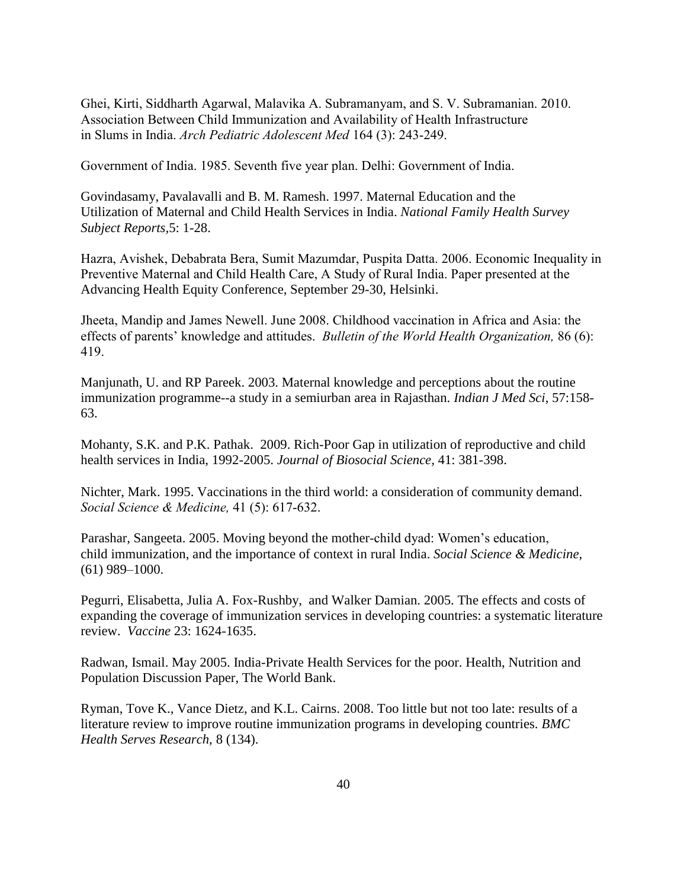Ghei, Kirti, Siddharth Agarwal, Malavika A. Subramanyam, and S. V. Subramanian. 2010. Association Between Child Immunization and Availability of Health Infrastructure in Slums in India. *Arch Pediatric Adolescent Med* 164 (3): 243-249.

Government of India. 1985. Seventh five year plan. Delhi: Government of India.

Govindasamy, Pavalavalli and B. M. Ramesh. 1997. Maternal Education and the Utilization of Maternal and Child Health Services in India. *National Family Health Survey Subject Reports*,5: 1-28.

Hazra, Avishek, Debabrata Bera, Sumit Mazumdar, Puspita Datta. 2006. Economic Inequality in Preventive Maternal and Child Health Care, A Study of Rural India. Paper presented at the Advancing Health Equity Conference, September 29-30, Helsinki.

Jheeta, Mandip and James Newell. June 2008. Childhood vaccination in Africa and Asia: the effects of parents' knowledge and attitudes. *Bulletin of the World Health Organization,* 86 (6): 419.

Manjunath, U. and RP Pareek. 2003. Maternal knowledge and perceptions about the routine immunization programme--a study in a semiurban area in Rajasthan. *Indian J Med Sci*, 57:158-63.

Mohanty, S.K. and P.K. Pathak. 2009. Rich-Poor Gap in utilization of reproductive and child health services in India, 1992-2005. *Journal of Biosocial Science,* 41: 381-398.

Nichter, Mark. 1995. Vaccinations in the third world: a consideration of community demand. *Social Science & Medicine,* 41 (5): 617-632.

Parashar, Sangeeta. 2005. Moving beyond the mother-child dyad: Women's education, child immunization, and the importance of context in rural India. *Social Science & Medicine,* (61) 989–1000.

Pegurri, Elisabetta, Julia A. Fox-Rushby, and Walker Damian. 2005. The effects and costs of expanding the coverage of immunization services in developing countries: a systematic literature review. *Vaccine* 23: 1624-1635.

Radwan, Ismail. May 2005. India-Private Health Services for the poor. Health, Nutrition and Population Discussion Paper, The World Bank.

Ryman, Tove K., Vance Dietz, and K.L. Cairns. 2008. Too little but not too late: results of a literature review to improve routine immunization programs in developing countries. *BMC Health Serves Research*, 8 (134).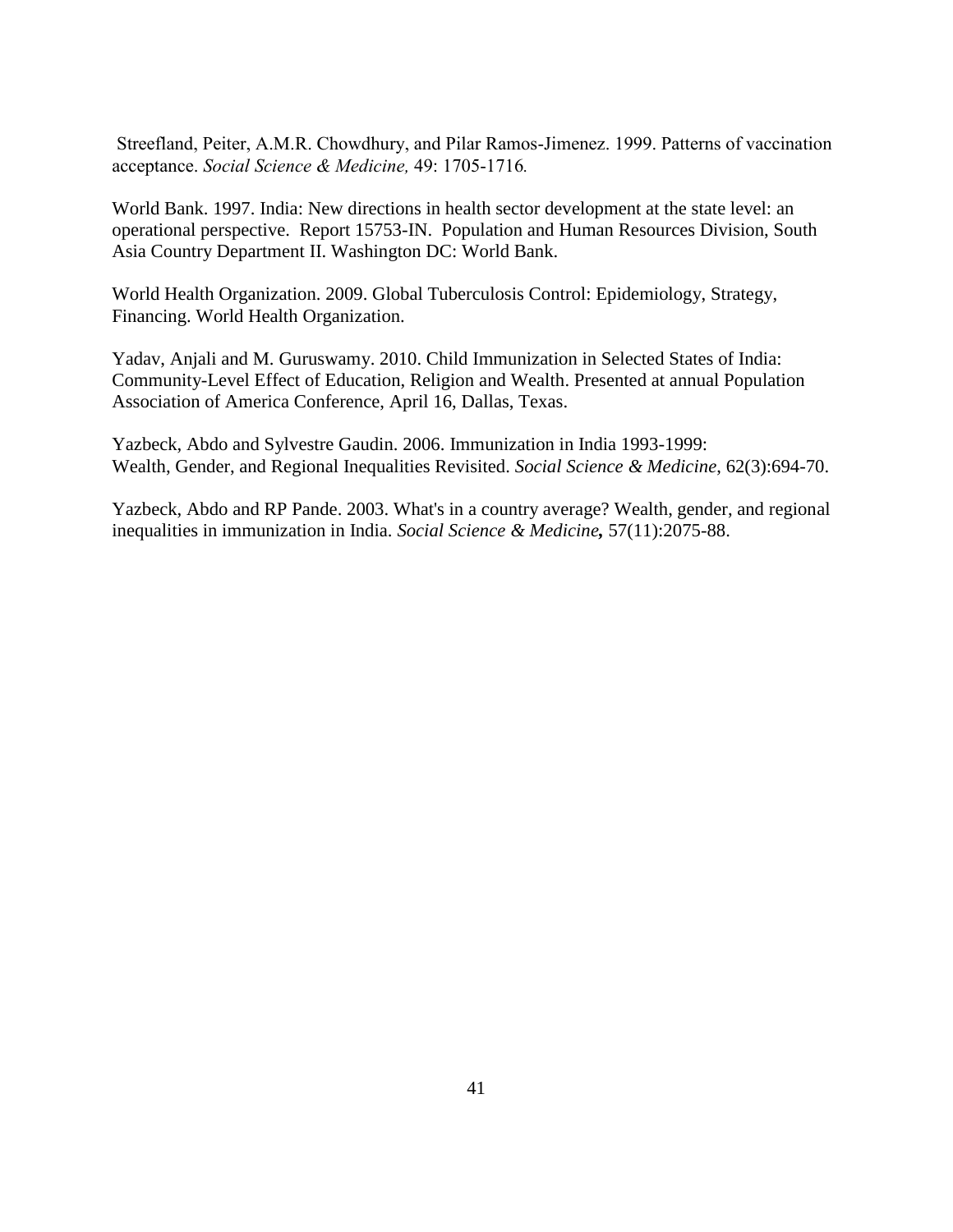Streefland, Peiter, A.M.R. Chowdhury, and Pilar Ramos-Jimenez. 1999. Patterns of vaccination acceptance. *Social Science & Medicine,* 49: 1705-1716*.*

World Bank. 1997. India: New directions in health sector development at the state level: an operational perspective. Report 15753-IN. Population and Human Resources Division, South Asia Country Department II. Washington DC: World Bank.

World Health Organization. 2009. Global Tuberculosis Control: Epidemiology, Strategy, Financing. World Health Organization.

Yadav, Anjali and M. Guruswamy. 2010. Child Immunization in Selected States of India: Community-Level Effect of Education, Religion and Wealth. Presented at annual Population Association of America Conference, April 16, Dallas, Texas.

Yazbeck, Abdo and Sylvestre Gaudin. 2006. Immunization in India 1993-1999: Wealth, Gender, and Regional Inequalities Revisited. *Social Science & Medicine*, 62(3):694-70.

Yazbeck, Abdo and RP Pande. 2003. What's in a country average? Wealth, gender, and regional inequalities in immunization in India. *Social Science & Medicine***,** 57(11):2075-88.